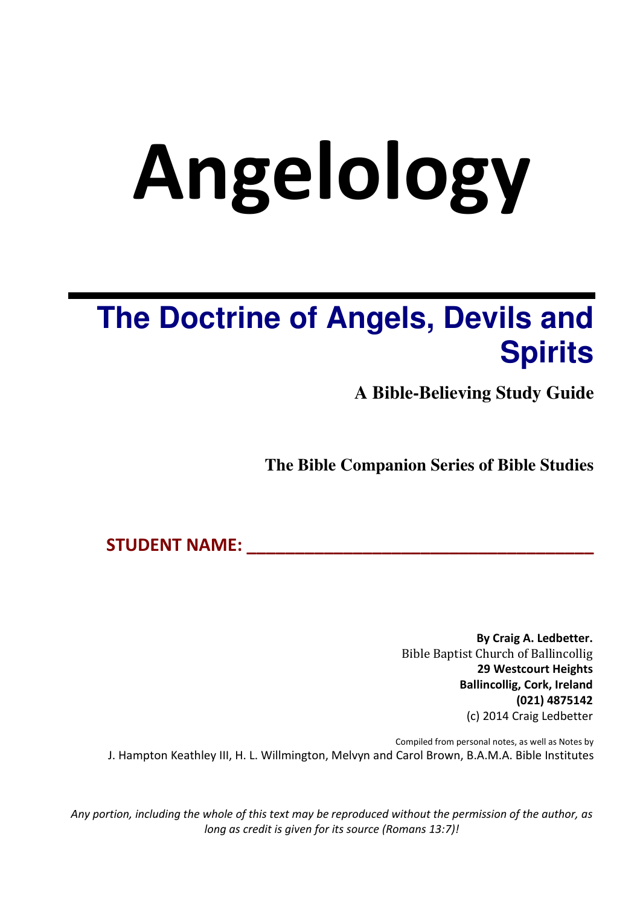# Angelology

## The Doctrine of Angels, Devils and Spirits

**A Bible-Believing Study Guide**

**The Bible Companion Series of Bible Studies**

**STUDENT NAME: ________________________________________**

**By Craig A. Ledbetter.**
Bible Baptist Church of Ballincollig
**29 Westcourt Heights**
**Ballincollig, Cork, Ireland**
**(021) 4875142**
(c) 2014 Craig Ledbetter

Compiled from personal notes, as well as Notes by
J. Hampton Keathley III, H. L. Willmington, Melvyn and Carol Brown, B.A.M.A. Bible Institutes

*Any portion, including the whole of this text may be reproduced without the permission of the author, as long as credit is given for its source (Romans 13:7)!*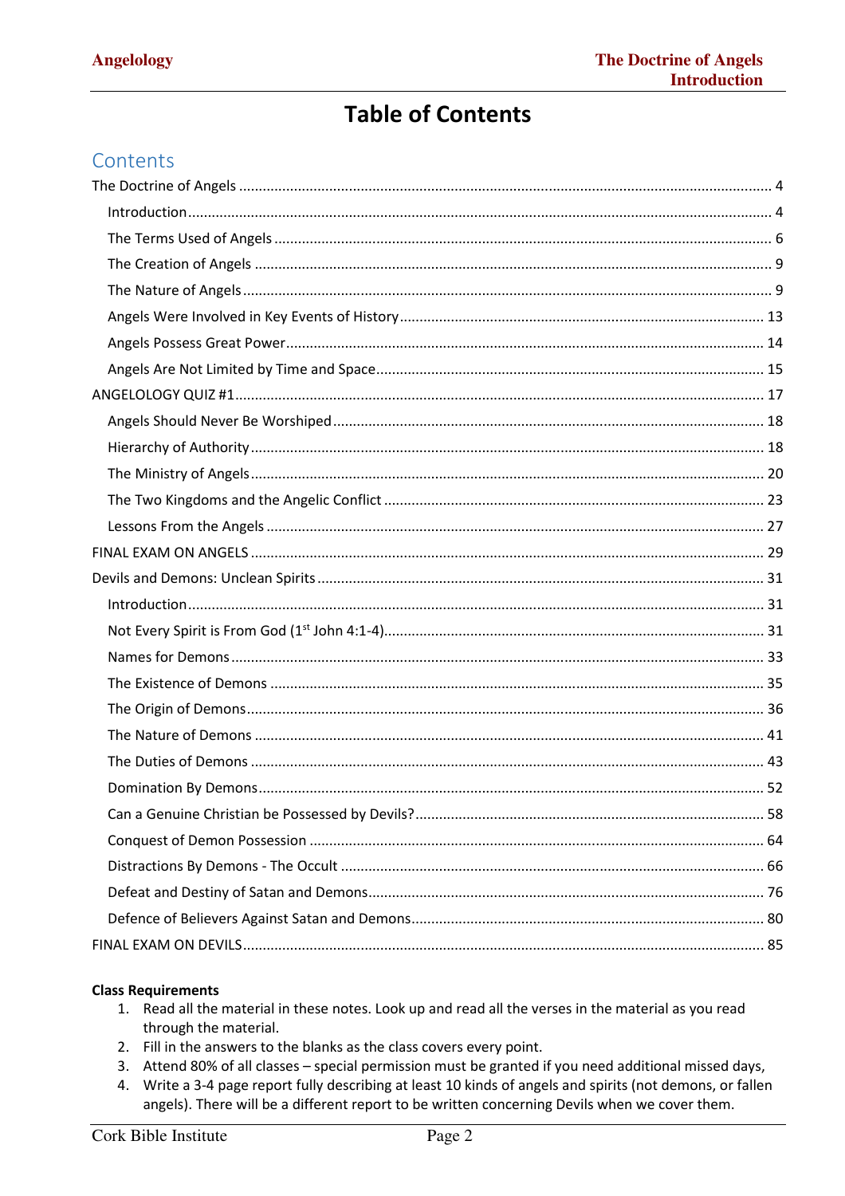# Table of Contents

## Contents

The Doctrine of Angels ........................................................................................................................ 4
- Introduction ........................................................................................................................ 4
- The Terms Used of Angels ........................................................................................................................ 6
- The Creation of Angels ........................................................................................................................ 9
- The Nature of Angels ........................................................................................................................ 9
- Angels Were Involved in Key Events of History ........................................................................................ 13
- Angels Possess Great Power ........................................................................................................................ 14
- Angels Are Not Limited by Time and Space ........................................................................................ 15

ANGELOLOGY QUIZ #1 ........................................................................................................................ 17
- Angels Should Never Be Worshiped ........................................................................................................ 18
- Hierarchy of Authority ........................................................................................................................ 18
- The Ministry of Angels ........................................................................................................................ 20
- The Two Kingdoms and the Angelic Conflict ........................................................................................ 23
- Lessons From the Angels ........................................................................................................................ 27

FINAL EXAM ON ANGELS ........................................................................................................................ 29

Devils and Demons: Unclean Spirits ........................................................................................................ 31
- Introduction ........................................................................................................................ 31
- Not Every Spirit is From God (1st John 4:1-4) ........................................................................................ 31
- Names for Demons ........................................................................................................................ 33
- The Existence of Demons ........................................................................................................................ 35
- The Origin of Demons ........................................................................................................................ 36
- The Nature of Demons ........................................................................................................................ 41
- The Duties of Demons ........................................................................................................................ 43
- Domination By Demons ........................................................................................................................ 52
- Can a Genuine Christian be Possessed by Devils? ........................................................................................ 58
- Conquest of Demon Possession ........................................................................................................ 64
- Distractions By Demons - The Occult ........................................................................................................ 66
- Defeat and Destiny of Satan and Demons ........................................................................................ 76
- Defence of Believers Against Satan and Demons ........................................................................................ 80

FINAL EXAM ON DEVILS ........................................................................................................................ 85

**Class Requirements**

1. Read all the material in these notes. Look up and read all the verses in the material as you read through the material.
2. Fill in the answers to the blanks as the class covers every point.
3. Attend 80% of all classes – special permission must be granted if you need additional missed days,
4. Write a 3-4 page report fully describing at least 10 kinds of angels and spirits (not demons, or fallen angels). There will be a different report to be written concerning Devils when we cover them.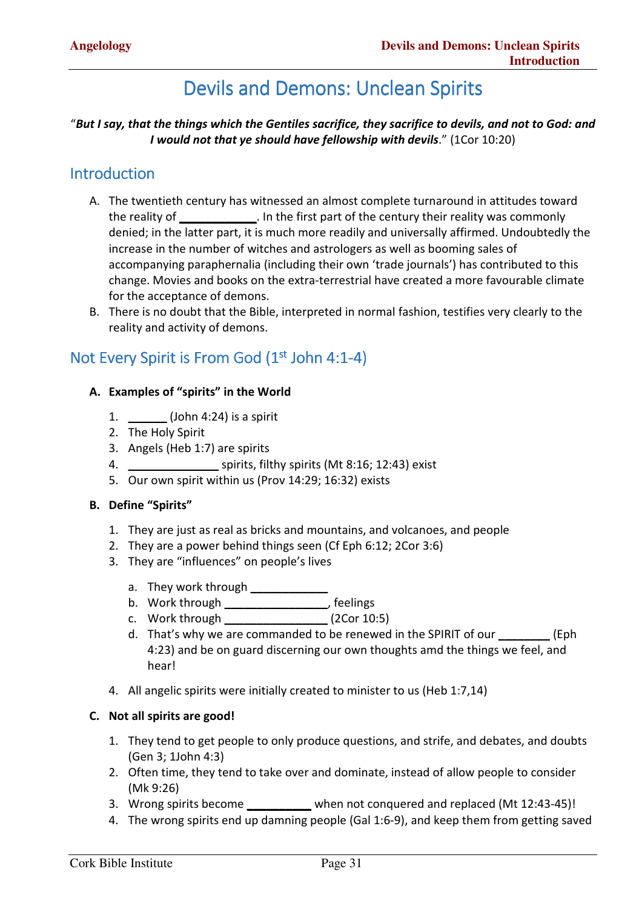# Devils and Demons: Unclean Spirits

"***But I say, that the things which the Gentiles sacrifice, they sacrifice to devils, and not to God: and I would not that ye should have fellowship with devils***." (1Cor 10:20)

## Introduction

A. The twentieth century has witnessed an almost complete turnaround in attitudes toward the reality of ___________. In the first part of the century their reality was commonly denied; in the latter part, it is much more readily and universally affirmed. Undoubtedly the increase in the number of witches and astrologers as well as booming sales of accompanying paraphernalia (including their own 'trade journals') has contributed to this change. Movies and books on the extra-terrestrial have created a more favourable climate for the acceptance of demons.

B. There is no doubt that the Bible, interpreted in normal fashion, testifies very clearly to the reality and activity of demons.

## Not Every Spirit is From God (1st John 4:1-4)

### A. Examples of "spirits" in the World

1. ______ (John 4:24) is a spirit
2. The Holy Spirit
3. Angels (Heb 1:7) are spirits
4. _____________ spirits, filthy spirits (Mt 8:16; 12:43) exist
5. Our own spirit within us (Prov 14:29; 16:32) exists

### B. Define "Spirits"

1. They are just as real as bricks and mountains, and volcanoes, and people
2. They are a power behind things seen (Cf Eph 6:12; 2Cor 3:6)
3. They are "influences" on people's lives
   a. They work through ___________
   b. Work through _______________, feelings
   c. Work through _______________ (2Cor 10:5)
   d. That's why we are commanded to be renewed in the SPIRIT of our ________ (Eph 4:23) and be on guard discerning our own thoughts amd the things we feel, and hear!
4. All angelic spirits were initially created to minister to us (Heb 1:7,14)

### C. Not all spirits are good!

1. They tend to get people to only produce questions, and strife, and debates, and doubts (Gen 3; 1John 4:3)
2. Often time, they tend to take over and dominate, instead of allow people to consider (Mk 9:26)
3. Wrong spirits become _________ when not conquered and replaced (Mt 12:43-45)!
4. The wrong spirits end up damning people (Gal 1:6-9), and keep them from getting saved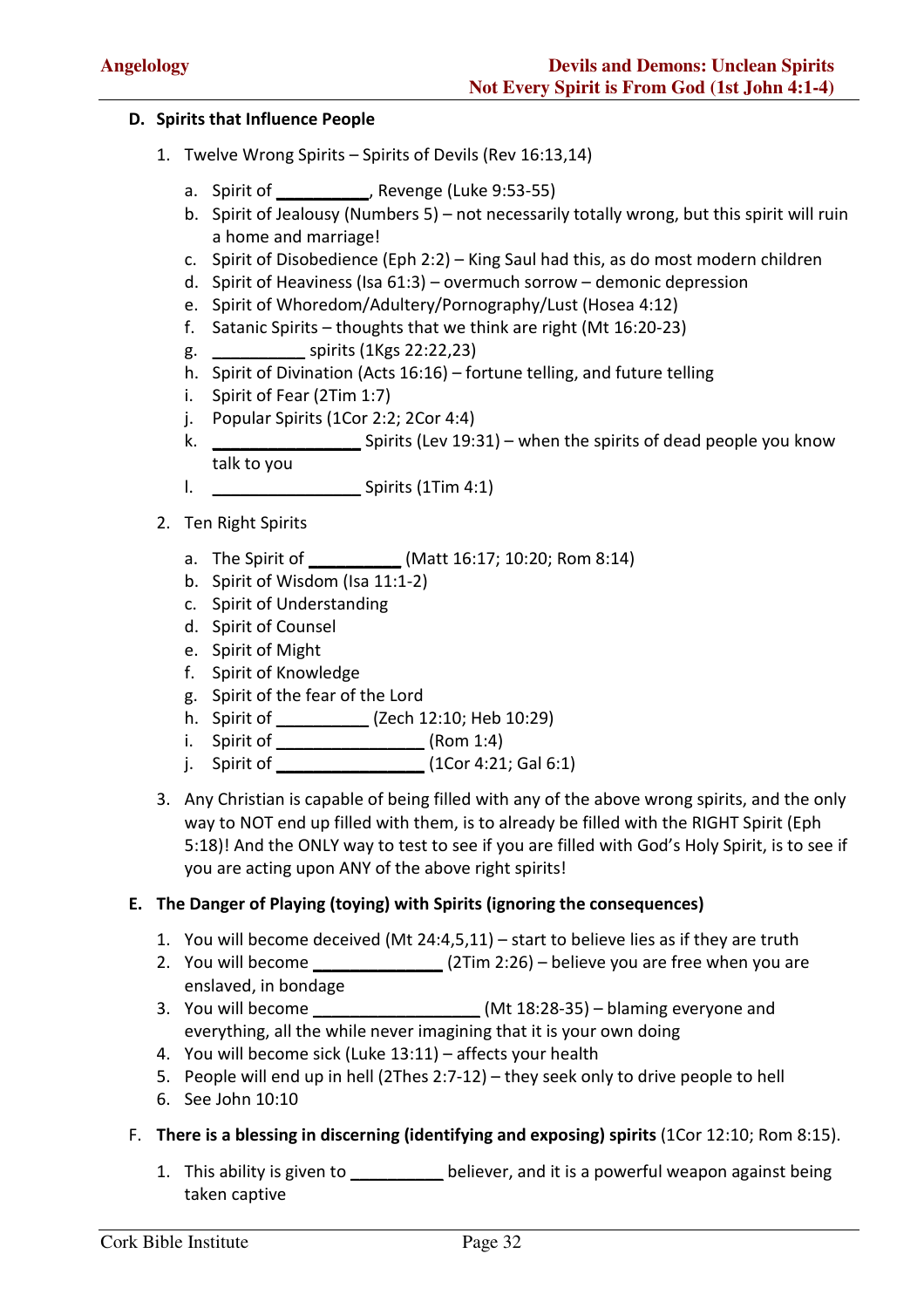### D. Spirits that Influence People

1. Twelve Wrong Spirits – Spirits of Devils (Rev 16:13,14)
    a. Spirit of __________, Revenge (Luke 9:53-55)
    b. Spirit of Jealousy (Numbers 5) – not necessarily totally wrong, but this spirit will ruin a home and marriage!
    c. Spirit of Disobedience (Eph 2:2) – King Saul had this, as do most modern children
    d. Spirit of Heaviness (Isa 61:3) – overmuch sorrow – demonic depression
    e. Spirit of Whoredom/Adultery/Pornography/Lust (Hosea 4:12)
    f. Satanic Spirits – thoughts that we think are right (Mt 16:20-23)
    g. __________ spirits (1Kgs 22:22,23)
    h. Spirit of Divination (Acts 16:16) – fortune telling, and future telling
    i. Spirit of Fear (2Tim 1:7)
    j. Popular Spirits (1Cor 2:2; 2Cor 4:4)
    k. ________________ Spirits (Lev 19:31) – when the spirits of dead people you know talk to you
    l. ________________ Spirits (1Tim 4:1)
2. Ten Right Spirits
    a. The Spirit of __________ (Matt 16:17; 10:20; Rom 8:14)
    b. Spirit of Wisdom (Isa 11:1-2)
    c. Spirit of Understanding
    d. Spirit of Counsel
    e. Spirit of Might
    f. Spirit of Knowledge
    g. Spirit of the fear of the Lord
    h. Spirit of __________ (Zech 12:10; Heb 10:29)
    i. Spirit of ________________ (Rom 1:4)
    j. Spirit of ________________ (1Cor 4:21; Gal 6:1)
3. Any Christian is capable of being filled with any of the above wrong spirits, and the only way to NOT end up filled with them, is to already be filled with the RIGHT Spirit (Eph 5:18)! And the ONLY way to test to see if you are filled with God's Holy Spirit, is to see if you are acting upon ANY of the above right spirits!

### E. The Danger of Playing (toying) with Spirits (ignoring the consequences)

1. You will become deceived (Mt 24:4,5,11) – start to believe lies as if they are truth
2. You will become ______________ (2Tim 2:26) – believe you are free when you are enslaved, in bondage
3. You will become __________________ (Mt 18:28-35) – blaming everyone and everything, all the while never imagining that it is your own doing
4. You will become sick (Luke 13:11) – affects your health
5. People will end up in hell (2Thes 2:7-12) – they seek only to drive people to hell
6. See John 10:10

### F. There is a blessing in discerning (identifying and exposing) spirits (1Cor 12:10; Rom 8:15).

1. This ability is given to __________ believer, and it is a powerful weapon against being taken captive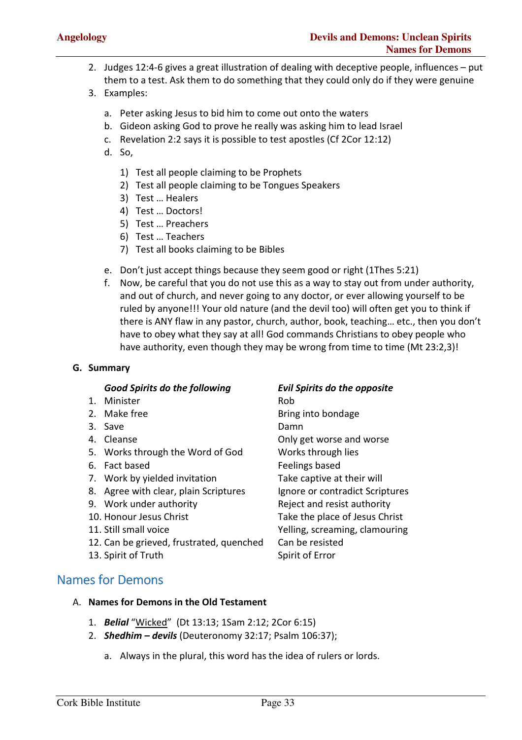2. Judges 12:4-6 gives a great illustration of dealing with deceptive people, influences – put them to a test. Ask them to do something that they could only do if they were genuine
3. Examples:

   a. Peter asking Jesus to bid him to come out onto the waters
   b. Gideon asking God to prove he really was asking him to lead Israel
   c. Revelation 2:2 says it is possible to test apostles (Cf 2Cor 12:12)
   d. So,

      1) Test all people claiming to be Prophets
      2) Test all people claiming to be Tongues Speakers
      3) Test … Healers
      4) Test … Doctors!
      5) Test … Preachers
      6) Test … Teachers
      7) Test all books claiming to be Bibles

   e. Don't just accept things because they seem good or right (1Thes 5:21)
   f. Now, be careful that you do not use this as a way to stay out from under authority, and out of church, and never going to any doctor, or ever allowing yourself to be ruled by anyone!!! Your old nature (and the devil too) will often get you to think if there is ANY flaw in any pastor, church, author, book, teaching… etc., then you don't have to obey what they say at all! God commands Christians to obey people who have authority, even though they may be wrong from time to time (Mt 23:2,3)!

**G. Summary**

| | *Good Spirits do the following* | *Evil Spirits do the opposite* |
|---|---|---|
| 1. | Minister | Rob |
| 2. | Make free | Bring into bondage |
| 3. | Save | Damn |
| 4. | Cleanse | Only get worse and worse |
| 5. | Works through the Word of God | Works through lies |
| 6. | Fact based | Feelings based |
| 7. | Work by yielded invitation | Take captive at their will |
| 8. | Agree with clear, plain Scriptures | Ignore or contradict Scriptures |
| 9. | Work under authority | Reject and resist authority |
| 10. | Honour Jesus Christ | Take the place of Jesus Christ |
| 11. | Still small voice | Yelling, screaming, clamouring |
| 12. | Can be grieved, frustrated, quenched | Can be resisted |
| 13. | Spirit of Truth | Spirit of Error |

## Names for Demons

A. **Names for Demons in the Old Testament**

1. ***Belial*** "Wicked" (Dt 13:13; 1Sam 2:12; 2Cor 6:15)
2. ***Shedhim – devils*** (Deuteronomy 32:17; Psalm 106:37);

   a. Always in the plural, this word has the idea of rulers or lords.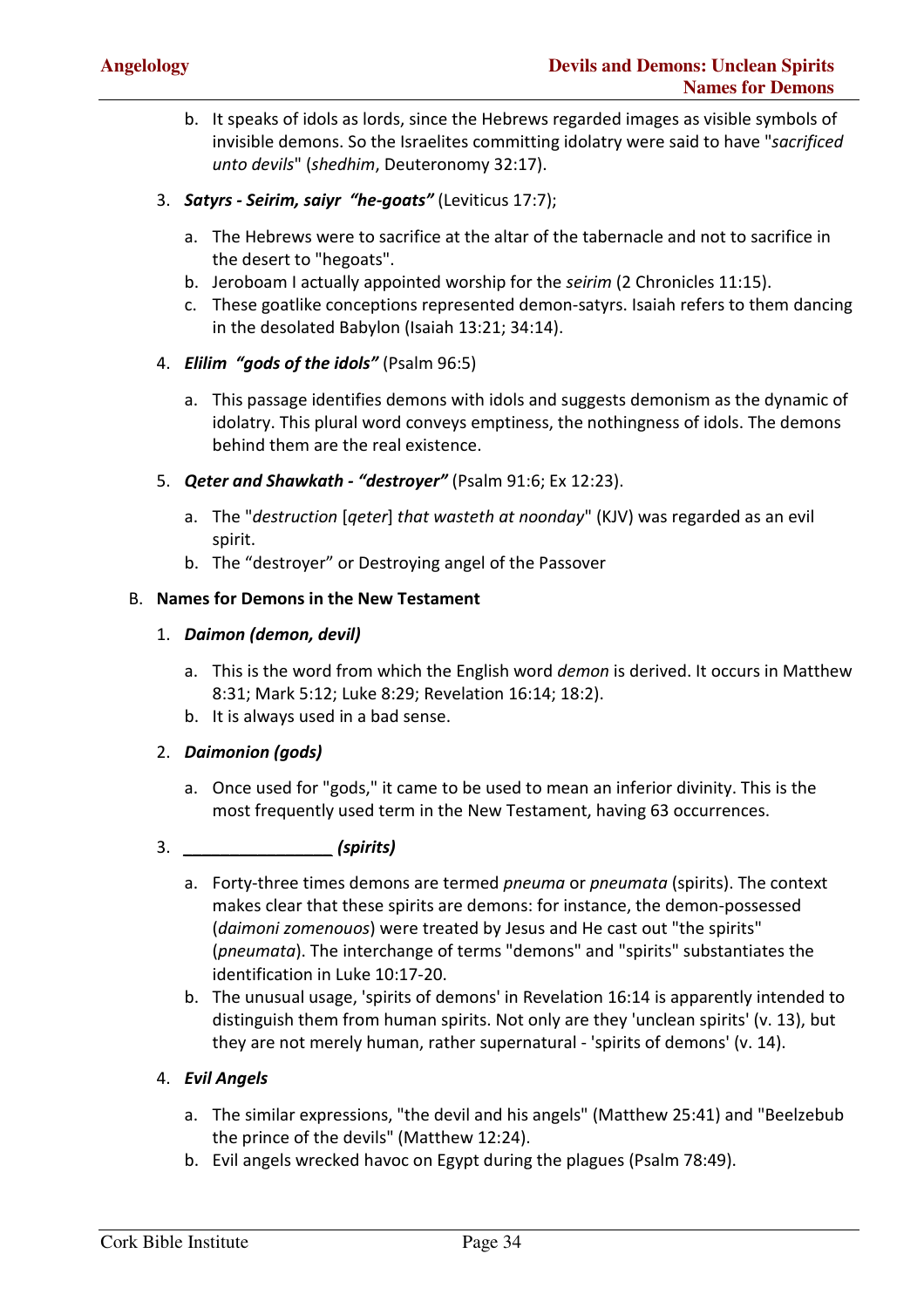b. It speaks of idols as lords, since the Hebrews regarded images as visible symbols of invisible demons. So the Israelites committing idolatry were said to have "*sacrificed unto devils*" (*shedhim*, Deuteronomy 32:17).

3. ***Satyrs - Seirim, saiyr "he-goats"*** (Leviticus 17:7);

   a. The Hebrews were to sacrifice at the altar of the tabernacle and not to sacrifice in the desert to "hegoats".
   b. Jeroboam I actually appointed worship for the *seirim* (2 Chronicles 11:15).
   c. These goatlike conceptions represented demon-satyrs. Isaiah refers to them dancing in the desolated Babylon (Isaiah 13:21; 34:14).

4. ***Elilim "gods of the idols"*** (Psalm 96:5)

   a. This passage identifies demons with idols and suggests demonism as the dynamic of idolatry. This plural word conveys emptiness, the nothingness of idols. The demons behind them are the real existence.

5. ***Qeter and Shawkath - "destroyer"*** (Psalm 91:6; Ex 12:23).

   a. The "*destruction* [*qeter*] *that wasteth at noonday*" (KJV) was regarded as an evil spirit.
   b. The "destroyer" or Destroying angel of the Passover

B. **Names for Demons in the New Testament**

1. ***Daimon (demon, devil)***

   a. This is the word from which the English word *demon* is derived. It occurs in Matthew 8:31; Mark 5:12; Luke 8:29; Revelation 16:14; 18:2).
   b. It is always used in a bad sense.

2. ***Daimonion (gods)***

   a. Once used for "gods," it came to be used to mean an inferior divinity. This is the most frequently used term in the New Testament, having 63 occurrences.

3. ***________________ (spirits)***

   a. Forty-three times demons are termed *pneuma* or *pneumata* (spirits). The context makes clear that these spirits are demons: for instance, the demon-possessed (*daimoni zomenouos*) were treated by Jesus and He cast out "the spirits" (*pneumata*). The interchange of terms "demons" and "spirits" substantiates the identification in Luke 10:17-20.
   b. The unusual usage, 'spirits of demons' in Revelation 16:14 is apparently intended to distinguish them from human spirits. Not only are they 'unclean spirits' (v. 13), but they are not merely human, rather supernatural - 'spirits of demons' (v. 14).

4. ***Evil Angels***

   a. The similar expressions, "the devil and his angels" (Matthew 25:41) and "Beelzebub the prince of the devils" (Matthew 12:24).
   b. Evil angels wrecked havoc on Egypt during the plagues (Psalm 78:49).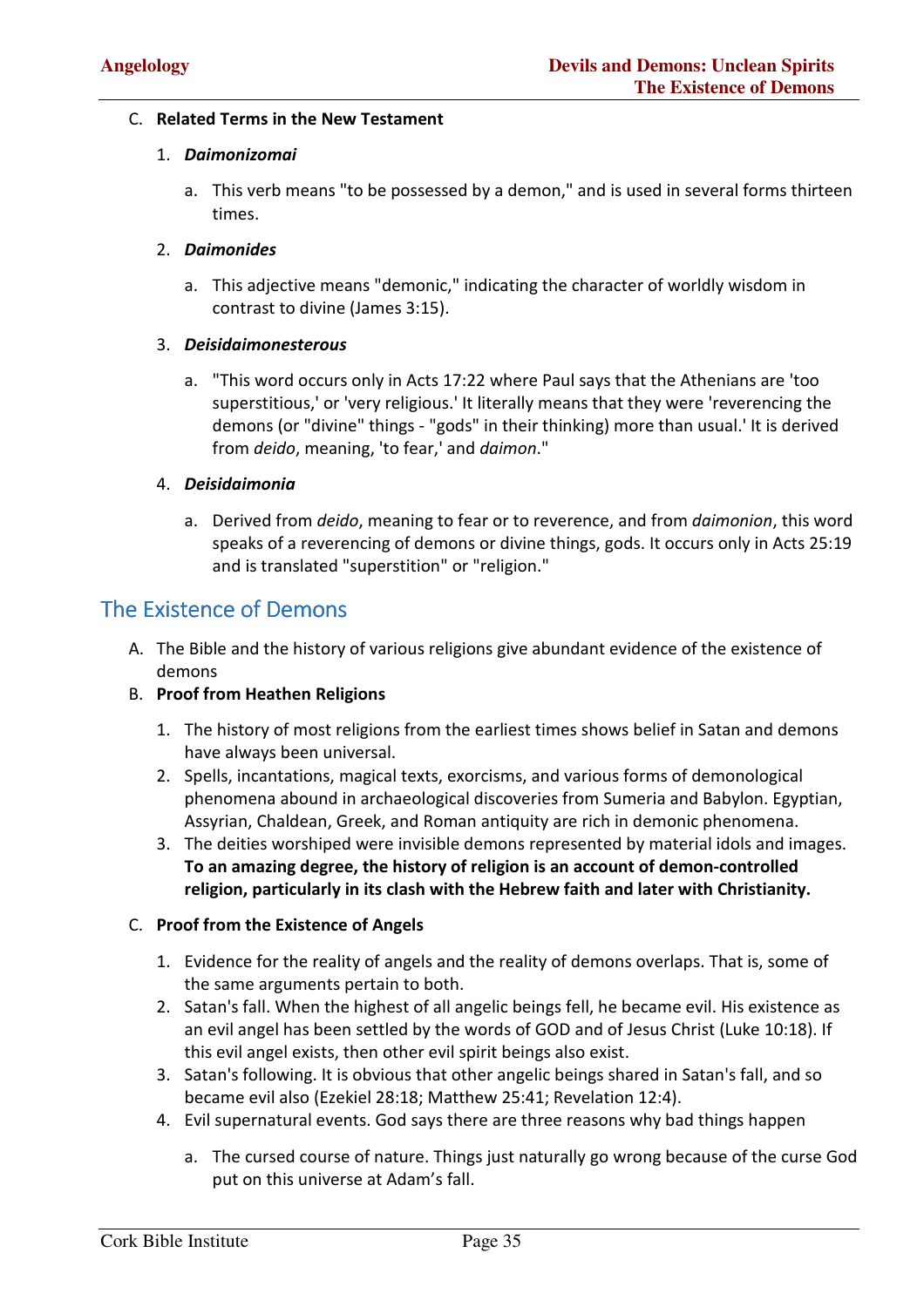C. **Related Terms in the New Testament**

1. ***Daimonizomai***

   a. This verb means "to be possessed by a demon," and is used in several forms thirteen times.

2. ***Daimonides***

   a. This adjective means "demonic," indicating the character of worldly wisdom in contrast to divine (James 3:15).

3. ***Deisidaimonesterous***

   a. "This word occurs only in Acts 17:22 where Paul says that the Athenians are 'too superstitious,' or 'very religious.' It literally means that they were 'reverencing the demons (or "divine" things - "gods" in their thinking) more than usual.' It is derived from *deido*, meaning, 'to fear,' and *daimon*."

4. ***Deisidaimonia***

   a. Derived from *deido*, meaning to fear or to reverence, and from *daimonion*, this word speaks of a reverencing of demons or divine things, gods. It occurs only in Acts 25:19 and is translated "superstition" or "religion."

## The Existence of Demons

A. The Bible and the history of various religions give abundant evidence of the existence of demons

B. **Proof from Heathen Religions**

1. The history of most religions from the earliest times shows belief in Satan and demons have always been universal.
2. Spells, incantations, magical texts, exorcisms, and various forms of demonological phenomena abound in archaeological discoveries from Sumeria and Babylon. Egyptian, Assyrian, Chaldean, Greek, and Roman antiquity are rich in demonic phenomena.
3. The deities worshiped were invisible demons represented by material idols and images. **To an amazing degree, the history of religion is an account of demon-controlled religion, particularly in its clash with the Hebrew faith and later with Christianity.**

C. **Proof from the Existence of Angels**

1. Evidence for the reality of angels and the reality of demons overlaps. That is, some of the same arguments pertain to both.
2. Satan's fall. When the highest of all angelic beings fell, he became evil. His existence as an evil angel has been settled by the words of GOD and of Jesus Christ (Luke 10:18). If this evil angel exists, then other evil spirit beings also exist.
3. Satan's following. It is obvious that other angelic beings shared in Satan's fall, and so became evil also (Ezekiel 28:18; Matthew 25:41; Revelation 12:4).
4. Evil supernatural events. God says there are three reasons why bad things happen

   a. The cursed course of nature. Things just naturally go wrong because of the curse God put on this universe at Adam's fall.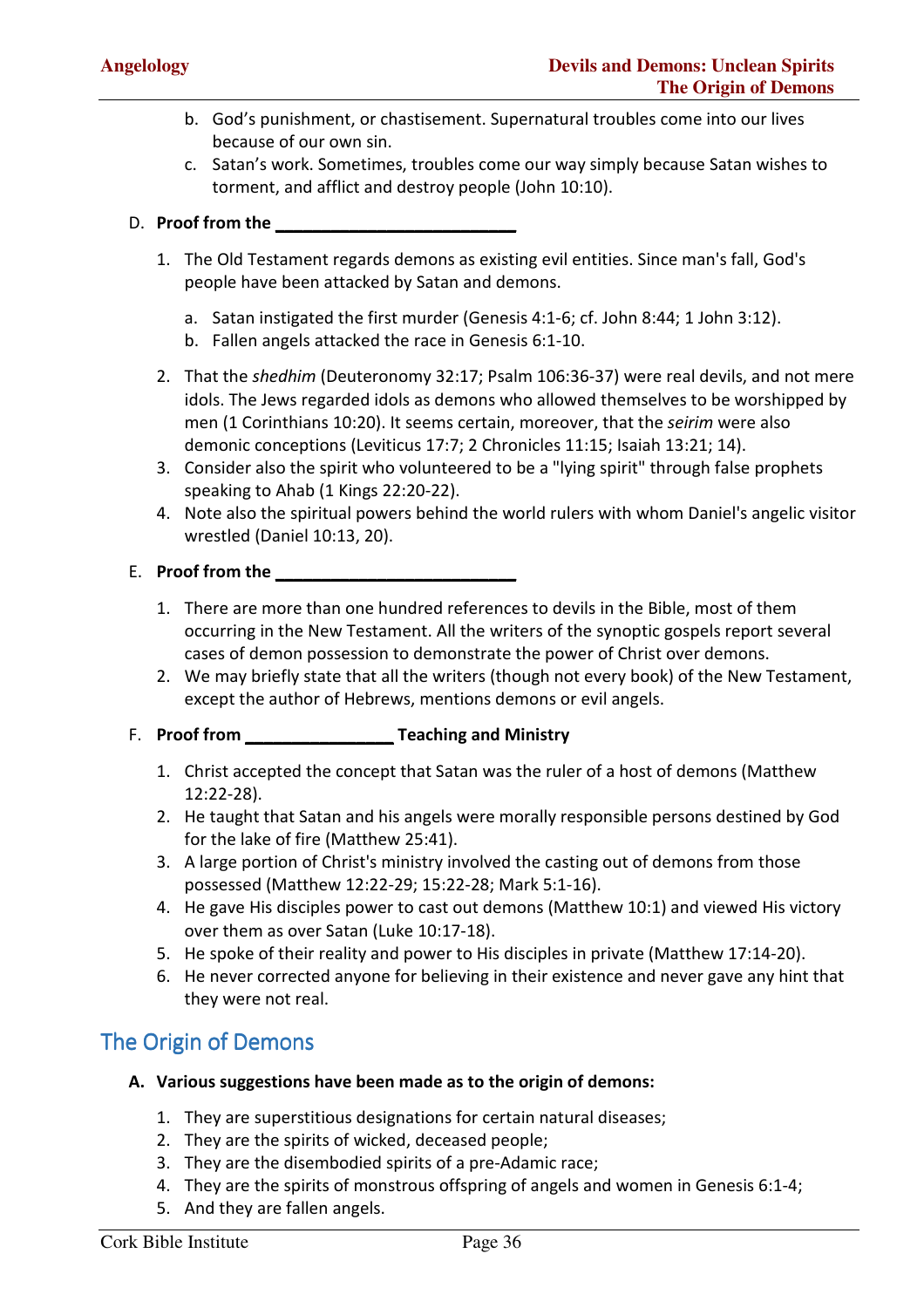b. God's punishment, or chastisement. Supernatural troubles come into our lives because of our own sin.
c. Satan's work. Sometimes, troubles come our way simply because Satan wishes to torment, and afflict and destroy people (John 10:10).

D. **Proof from the ___________________________**

1. The Old Testament regards demons as existing evil entities. Since man's fall, God's people have been attacked by Satan and demons.

   a. Satan instigated the first murder (Genesis 4:1-6; cf. John 8:44; 1 John 3:12).
   b. Fallen angels attacked the race in Genesis 6:1-10.

2. That the *shedhim* (Deuteronomy 32:17; Psalm 106:36-37) were real devils, and not mere idols. The Jews regarded idols as demons who allowed themselves to be worshipped by men (1 Corinthians 10:20). It seems certain, moreover, that the *seirim* were also demonic conceptions (Leviticus 17:7; 2 Chronicles 11:15; Isaiah 13:21; 14).
3. Consider also the spirit who volunteered to be a "lying spirit" through false prophets speaking to Ahab (1 Kings 22:20-22).
4. Note also the spiritual powers behind the world rulers with whom Daniel's angelic visitor wrestled (Daniel 10:13, 20).

E. **Proof from the ___________________________**

1. There are more than one hundred references to devils in the Bible, most of them occurring in the New Testament. All the writers of the synoptic gospels report several cases of demon possession to demonstrate the power of Christ over demons.
2. We may briefly state that all the writers (though not every book) of the New Testament, except the author of Hebrews, mentions demons or evil angels.

F. **Proof from ________________ Teaching and Ministry**

1. Christ accepted the concept that Satan was the ruler of a host of demons (Matthew 12:22-28).
2. He taught that Satan and his angels were morally responsible persons destined by God for the lake of fire (Matthew 25:41).
3. A large portion of Christ's ministry involved the casting out of demons from those possessed (Matthew 12:22-29; 15:22-28; Mark 5:1-16).
4. He gave His disciples power to cast out demons (Matthew 10:1) and viewed His victory over them as over Satan (Luke 10:17-18).
5. He spoke of their reality and power to His disciples in private (Matthew 17:14-20).
6. He never corrected anyone for believing in their existence and never gave any hint that they were not real.

## The Origin of Demons

A. **Various suggestions have been made as to the origin of demons:**

1. They are superstitious designations for certain natural diseases;
2. They are the spirits of wicked, deceased people;
3. They are the disembodied spirits of a pre-Adamic race;
4. They are the spirits of monstrous offspring of angels and women in Genesis 6:1-4;
5. And they are fallen angels.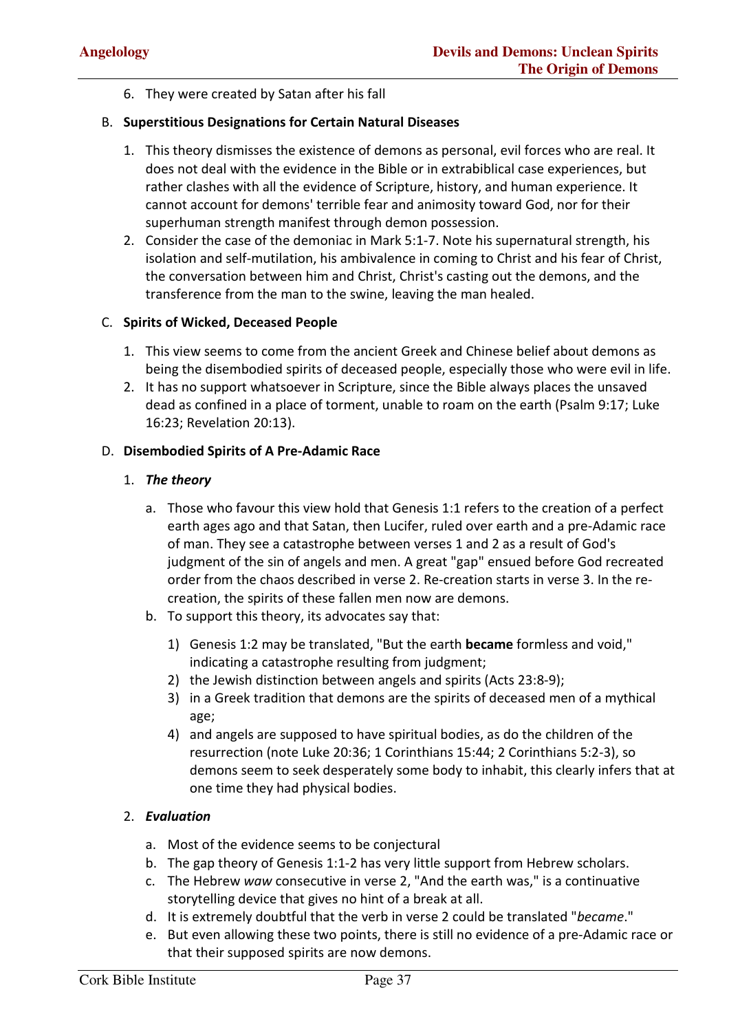6. They were created by Satan after his fall

B. **Superstitious Designations for Certain Natural Diseases**

1. This theory dismisses the existence of demons as personal, evil forces who are real. It does not deal with the evidence in the Bible or in extrabiblical case experiences, but rather clashes with all the evidence of Scripture, history, and human experience. It cannot account for demons' terrible fear and animosity toward God, nor for their superhuman strength manifest through demon possession.
2. Consider the case of the demoniac in Mark 5:1-7. Note his supernatural strength, his isolation and self-mutilation, his ambivalence in coming to Christ and his fear of Christ, the conversation between him and Christ, Christ's casting out the demons, and the transference from the man to the swine, leaving the man healed.

C. **Spirits of Wicked, Deceased People**

1. This view seems to come from the ancient Greek and Chinese belief about demons as being the disembodied spirits of deceased people, especially those who were evil in life.
2. It has no support whatsoever in Scripture, since the Bible always places the unsaved dead as confined in a place of torment, unable to roam on the earth (Psalm 9:17; Luke 16:23; Revelation 20:13).

D. **Disembodied Spirits of A Pre-Adamic Race**

1. ***The theory***

   a. Those who favour this view hold that Genesis 1:1 refers to the creation of a perfect earth ages ago and that Satan, then Lucifer, ruled over earth and a pre-Adamic race of man. They see a catastrophe between verses 1 and 2 as a result of God's judgment of the sin of angels and men. A great "gap" ensued before God recreated order from the chaos described in verse 2. Re-creation starts in verse 3. In the re-creation, the spirits of these fallen men now are demons.

   b. To support this theory, its advocates say that:

      1) Genesis 1:2 may be translated, "But the earth **became** formless and void," indicating a catastrophe resulting from judgment;
      2) the Jewish distinction between angels and spirits (Acts 23:8-9);
      3) in a Greek tradition that demons are the spirits of deceased men of a mythical age;
      4) and angels are supposed to have spiritual bodies, as do the children of the resurrection (note Luke 20:36; 1 Corinthians 15:44; 2 Corinthians 5:2-3), so demons seem to seek desperately some body to inhabit, this clearly infers that at one time they had physical bodies.

2. ***Evaluation***

   a. Most of the evidence seems to be conjectural
   b. The gap theory of Genesis 1:1-2 has very little support from Hebrew scholars.
   c. The Hebrew *waw* consecutive in verse 2, "And the earth was," is a continuative storytelling device that gives no hint of a break at all.
   d. It is extremely doubtful that the verb in verse 2 could be translated "*became*."
   e. But even allowing these two points, there is still no evidence of a pre-Adamic race or that their supposed spirits are now demons.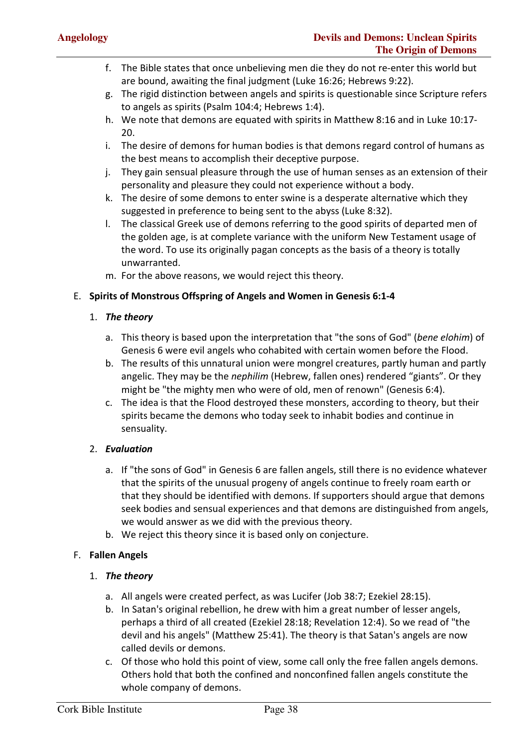f. The Bible states that once unbelieving men die they do not re-enter this world but are bound, awaiting the final judgment (Luke 16:26; Hebrews 9:22).

g. The rigid distinction between angels and spirits is questionable since Scripture refers to angels as spirits (Psalm 104:4; Hebrews 1:4).

h. We note that demons are equated with spirits in Matthew 8:16 and in Luke 10:17-20.

i. The desire of demons for human bodies is that demons regard control of humans as the best means to accomplish their deceptive purpose.

j. They gain sensual pleasure through the use of human senses as an extension of their personality and pleasure they could not experience without a body.

k. The desire of some demons to enter swine is a desperate alternative which they suggested in preference to being sent to the abyss (Luke 8:32).

l. The classical Greek use of demons referring to the good spirits of departed men of the golden age, is at complete variance with the uniform New Testament usage of the word. To use its originally pagan concepts as the basis of a theory is totally unwarranted.

m. For the above reasons, we would reject this theory.

## E. Spirits of Monstrous Offspring of Angels and Women in Genesis 6:1-4

### 1. *The theory*

a. This theory is based upon the interpretation that "the sons of God" (*bene elohim*) of Genesis 6 were evil angels who cohabited with certain women before the Flood.

b. The results of this unnatural union were mongrel creatures, partly human and partly angelic. They may be the *nephilim* (Hebrew, fallen ones) rendered "giants". Or they might be "the mighty men who were of old, men of renown" (Genesis 6:4).

c. The idea is that the Flood destroyed these monsters, according to theory, but their spirits became the demons who today seek to inhabit bodies and continue in sensuality.

### 2. *Evaluation*

a. If "the sons of God" in Genesis 6 are fallen angels, still there is no evidence whatever that the spirits of the unusual progeny of angels continue to freely roam earth or that they should be identified with demons. If supporters should argue that demons seek bodies and sensual experiences and that demons are distinguished from angels, we would answer as we did with the previous theory.

b. We reject this theory since it is based only on conjecture.

## F. Fallen Angels

### 1. *The theory*

a. All angels were created perfect, as was Lucifer (Job 38:7; Ezekiel 28:15).

b. In Satan's original rebellion, he drew with him a great number of lesser angels, perhaps a third of all created (Ezekiel 28:18; Revelation 12:4). So we read of "the devil and his angels" (Matthew 25:41). The theory is that Satan's angels are now called devils or demons.

c. Of those who hold this point of view, some call only the free fallen angels demons. Others hold that both the confined and nonconfined fallen angels constitute the whole company of demons.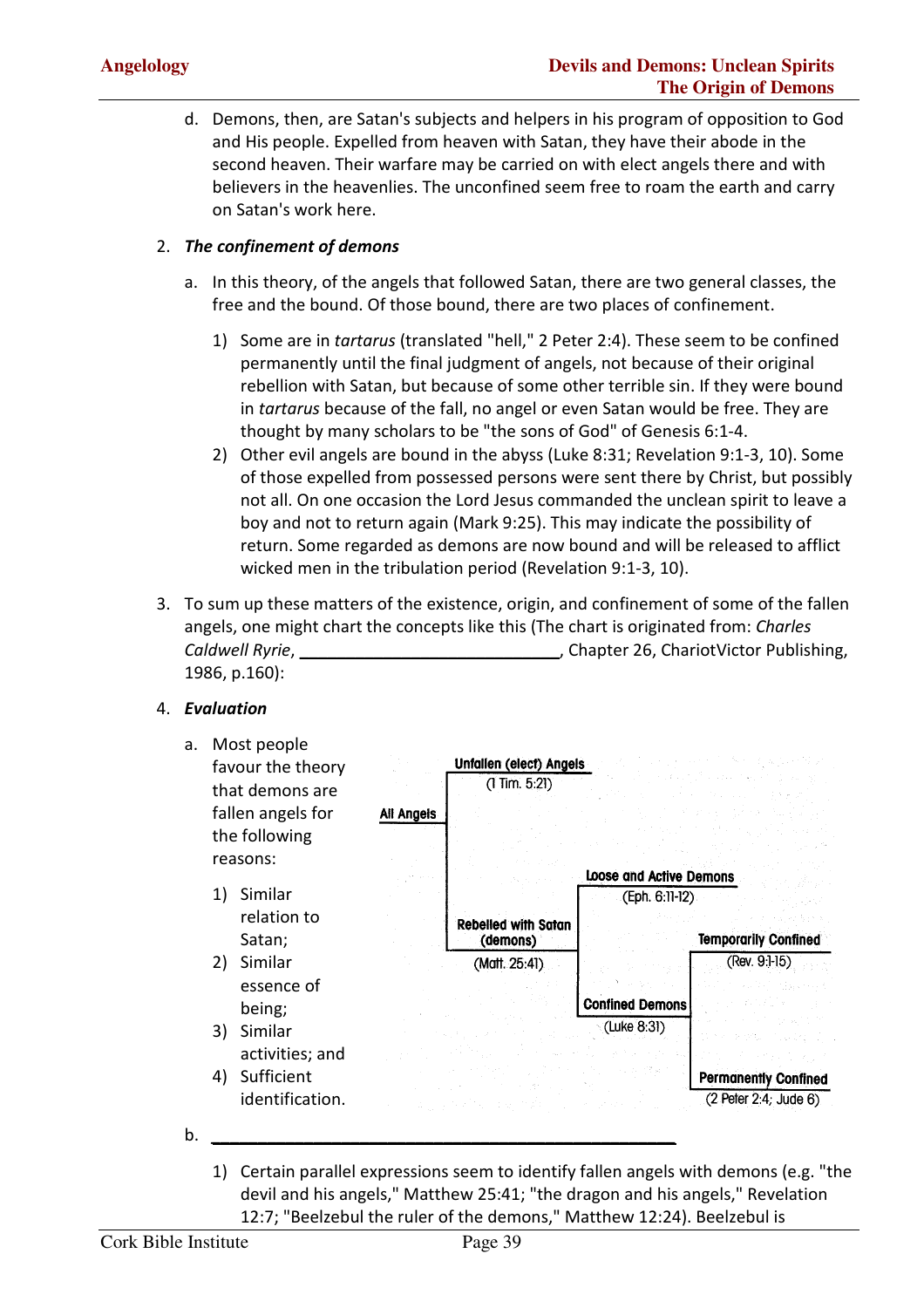d. Demons, then, are Satan's subjects and helpers in his program of opposition to God and His people. Expelled from heaven with Satan, they have their abode in the second heaven. Their warfare may be carried on with elect angels there and with believers in the heavenlies. The unconfined seem free to roam the earth and carry on Satan's work here.

2. ***The confinement of demons***

   a. In this theory, of the angels that followed Satan, there are two general classes, the free and the bound. Of those bound, there are two places of confinement.

      1) Some are in *tartarus* (translated "hell," 2 Peter 2:4). These seem to be confined permanently until the final judgment of angels, not because of their original rebellion with Satan, but because of some other terrible sin. If they were bound in *tartarus* because of the fall, no angel or even Satan would be free. They are thought by many scholars to be "the sons of God" of Genesis 6:1-4.

      2) Other evil angels are bound in the abyss (Luke 8:31; Revelation 9:1-3, 10). Some of those expelled from possessed persons were sent there by Christ, but possibly not all. On one occasion the Lord Jesus commanded the unclean spirit to leave a boy and not to return again (Mark 9:25). This may indicate the possibility of return. Some regarded as demons are now bound and will be released to afflict wicked men in the tribulation period (Revelation 9:1-3, 10).

3. To sum up these matters of the existence, origin, and confinement of some of the fallen angels, one might chart the concepts like this (The chart is originated from: *Charles Caldwell Ryrie*, ____________________________, Chapter 26, ChariotVictor Publishing, 1986, p.160):

All Angels
- Unfallen (elect) Angels (1 Tim. 5:21)
- Rebelled with Satan (demons) (Matt. 25:41)
  - Loose and Active Demons (Eph. 6:11-12)
  - Confined Demons (Luke 8:31)
    - Temporarily Confined (Rev. 9:1-15)
    - Permanently Confined (2 Peter 2:4; Jude 6)

4. ***Evaluation***

   a. Most people favour the theory that demons are fallen angels for the following reasons:

      1) Similar relation to Satan;
      2) Similar essence of being;
      3) Similar activities; and
      4) Sufficient identification.

   b. ____________________________________________

      1) Certain parallel expressions seem to identify fallen angels with demons (e.g. "the devil and his angels," Matthew 25:41; "the dragon and his angels," Revelation 12:7; "Beelzebul the ruler of the demons," Matthew 12:24). Beelzebul is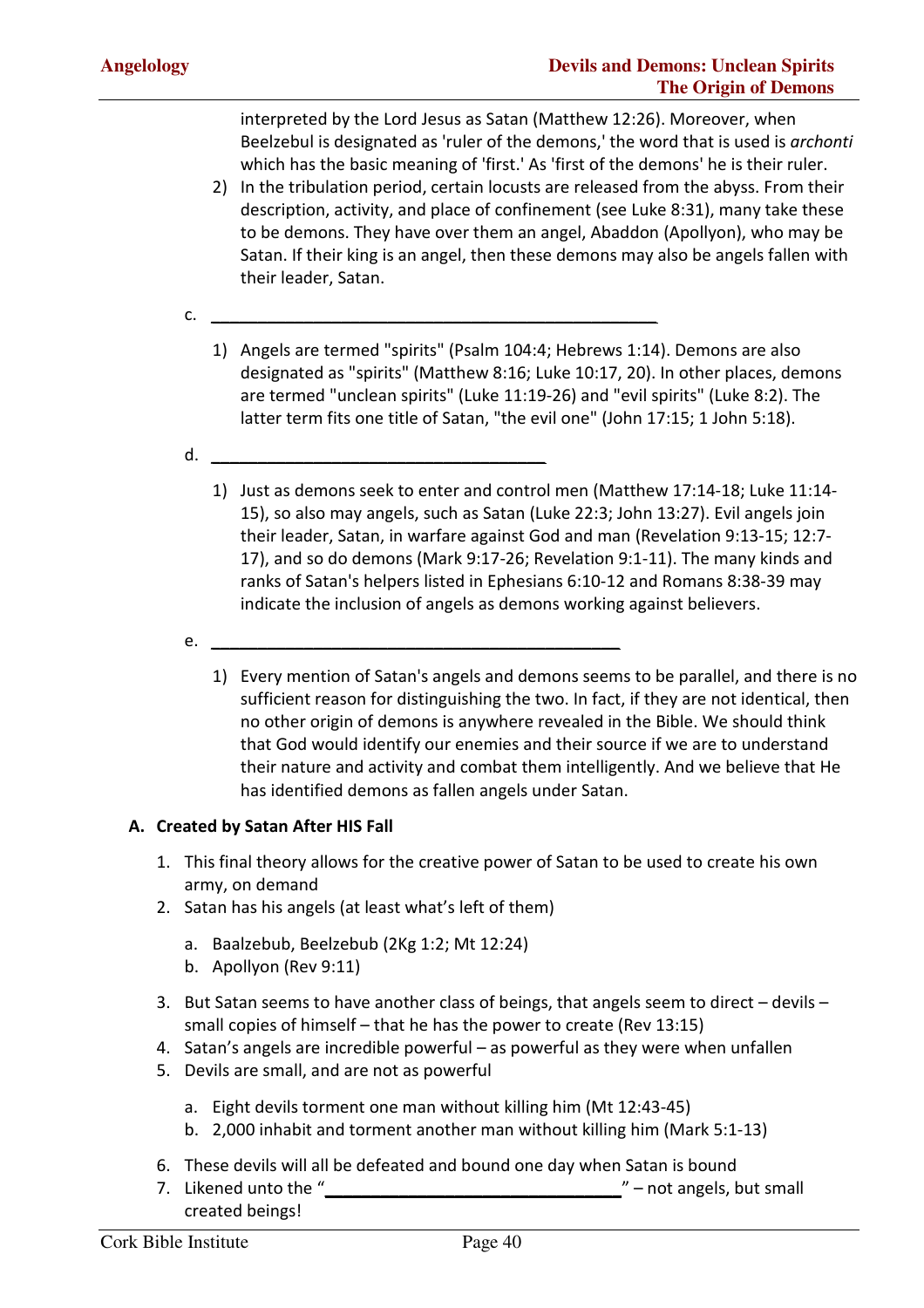interpreted by the Lord Jesus as Satan (Matthew 12:26). Moreover, when Beelzebul is designated as 'ruler of the demons,' the word that is used is *archonti* which has the basic meaning of 'first.' As 'first of the demons' he is their ruler.

2) In the tribulation period, certain locusts are released from the abyss. From their description, activity, and place of confinement (see Luke 8:31), many take these to be demons. They have over them an angel, Abaddon (Apollyon), who may be Satan. If their king is an angel, then these demons may also be angels fallen with their leader, Satan.

c. ______________________________________________

1) Angels are termed "spirits" (Psalm 104:4; Hebrews 1:14). Demons are also designated as "spirits" (Matthew 8:16; Luke 10:17, 20). In other places, demons are termed "unclean spirits" (Luke 11:19-26) and "evil spirits" (Luke 8:2). The latter term fits one title of Satan, "the evil one" (John 17:15; 1 John 5:18).

d. ___________________________________

1) Just as demons seek to enter and control men (Matthew 17:14-18; Luke 11:14-15), so also may angels, such as Satan (Luke 22:3; John 13:27). Evil angels join their leader, Satan, in warfare against God and man (Revelation 9:13-15; 12:7-17), and so do demons (Mark 9:17-26; Revelation 9:1-11). The many kinds and ranks of Satan's helpers listed in Ephesians 6:10-12 and Romans 8:38-39 may indicate the inclusion of angels as demons working against believers.

e. ___________________________________________

1) Every mention of Satan's angels and demons seems to be parallel, and there is no sufficient reason for distinguishing the two. In fact, if they are not identical, then no other origin of demons is anywhere revealed in the Bible. We should think that God would identify our enemies and their source if we are to understand their nature and activity and combat them intelligently. And we believe that He has identified demons as fallen angels under Satan.

**A. Created by Satan After HIS Fall**

1. This final theory allows for the creative power of Satan to be used to create his own army, on demand
2. Satan has his angels (at least what's left of them)
   a. Baalzebub, Beelzebub (2Kg 1:2; Mt 12:24)
   b. Apollyon (Rev 9:11)
3. But Satan seems to have another class of beings, that angels seem to direct – devils – small copies of himself – that he has the power to create (Rev 13:15)
4. Satan's angels are incredible powerful – as powerful as they were when unfallen
5. Devils are small, and are not as powerful
   a. Eight devils torment one man without killing him (Mt 12:43-45)
   b. 2,000 inhabit and torment another man without killing him (Mark 5:1-13)
6. These devils will all be defeated and bound one day when Satan is bound
7. Likened unto the "_______________________________" – not angels, but small created beings!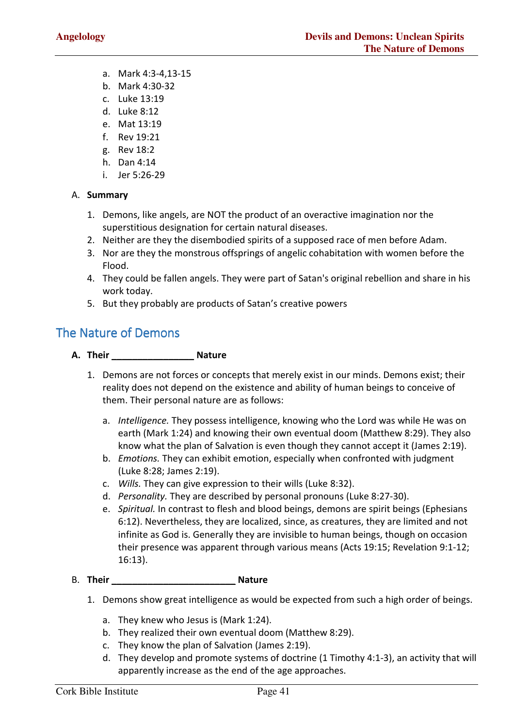a. Mark 4:3-4,13-15
b. Mark 4:30-32
c. Luke 13:19
d. Luke 8:12
e. Mat 13:19
f. Rev 19:21
g. Rev 18:2
h. Dan 4:14
i. Jer 5:26-29

A. **Summary**

1. Demons, like angels, are NOT the product of an overactive imagination nor the superstitious designation for certain natural diseases.
2. Neither are they the disembodied spirits of a supposed race of men before Adam.
3. Nor are they the monstrous offsprings of angelic cohabitation with women before the Flood.
4. They could be fallen angels. They were part of Satan's original rebellion and share in his work today.
5. But they probably are products of Satan's creative powers

## The Nature of Demons

**A. Their ________________ Nature**

1. Demons are not forces or concepts that merely exist in our minds. Demons exist; their reality does not depend on the existence and ability of human beings to conceive of them. Their personal nature are as follows:

   a. *Intelligence.* They possess intelligence, knowing who the Lord was while He was on earth (Mark 1:24) and knowing their own eventual doom (Matthew 8:29). They also know what the plan of Salvation is even though they cannot accept it (James 2:19).
   b. *Emotions.* They can exhibit emotion, especially when confronted with judgment (Luke 8:28; James 2:19).
   c. *Wills.* They can give expression to their wills (Luke 8:32).
   d. *Personality.* They are described by personal pronouns (Luke 8:27-30).
   e. *Spiritual.* In contrast to flesh and blood beings, demons are spirit beings (Ephesians 6:12). Nevertheless, they are localized, since, as creatures, they are limited and not infinite as God is. Generally they are invisible to human beings, though on occasion their presence was apparent through various means (Acts 19:15; Revelation 9:1-12; 16:13).

B. **Their ________________________ Nature**

1. Demons show great intelligence as would be expected from such a high order of beings.

   a. They knew who Jesus is (Mark 1:24).
   b. They realized their own eventual doom (Matthew 8:29).
   c. They know the plan of Salvation (James 2:19).
   d. They develop and promote systems of doctrine (1 Timothy 4:1-3), an activity that will apparently increase as the end of the age approaches.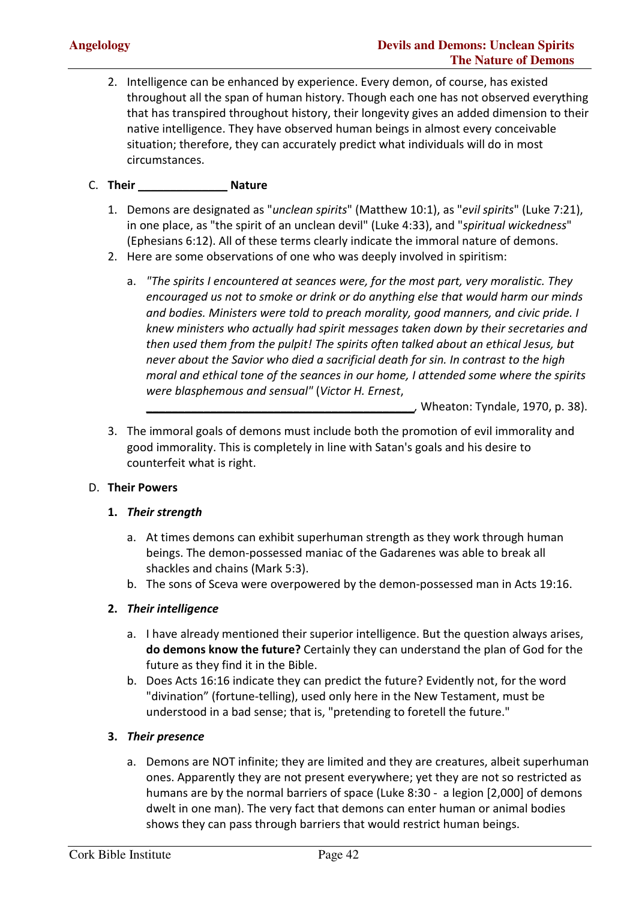2. Intelligence can be enhanced by experience. Every demon, of course, has existed throughout all the span of human history. Though each one has not observed everything that has transpired throughout history, their longevity gives an added dimension to their native intelligence. They have observed human beings in almost every conceivable situation; therefore, they can accurately predict what individuals will do in most circumstances.

C. **Their ______________ Nature**

1. Demons are designated as "*unclean spirits*" (Matthew 10:1), as "*evil spirits*" (Luke 7:21), in one place, as "the spirit of an unclean devil" (Luke 4:33), and "*spiritual wickedness*" (Ephesians 6:12). All of these terms clearly indicate the immoral nature of demons.
2. Here are some observations of one who was deeply involved in spiritism:
   a. *"The spirits I encountered at seances were, for the most part, very moralistic. They encouraged us not to smoke or drink or do anything else that would harm our minds and bodies. Ministers were told to preach morality, good manners, and civic pride. I knew ministers who actually had spirit messages taken down by their secretaries and then used them from the pulpit! The spirits often talked about an ethical Jesus, but never about the Savior who died a sacrificial death for sin. In contrast to the high moral and ethical tone of the seances in our home, I attended some where the spirits were blasphemous and sensual"* (*Victor H. Ernest*, ________________________________________, Wheaton: Tyndale, 1970, p. 38).
3. The immoral goals of demons must include both the promotion of evil immorality and good immorality. This is completely in line with Satan's goals and his desire to counterfeit what is right.

D. **Their Powers**

1. ***Their strength***
   a. At times demons can exhibit superhuman strength as they work through human beings. The demon-possessed maniac of the Gadarenes was able to break all shackles and chains (Mark 5:3).
   b. The sons of Sceva were overpowered by the demon-possessed man in Acts 19:16.
2. ***Their intelligence***
   a. I have already mentioned their superior intelligence. But the question always arises, **do demons know the future?** Certainly they can understand the plan of God for the future as they find it in the Bible.
   b. Does Acts 16:16 indicate they can predict the future? Evidently not, for the word "divination" (fortune-telling), used only here in the New Testament, must be understood in a bad sense; that is, "pretending to foretell the future."
3. ***Their presence***
   a. Demons are NOT infinite; they are limited and they are creatures, albeit superhuman ones. Apparently they are not present everywhere; yet they are not so restricted as humans are by the normal barriers of space (Luke 8:30 - a legion [2,000] of demons dwelt in one man). The very fact that demons can enter human or animal bodies shows they can pass through barriers that would restrict human beings.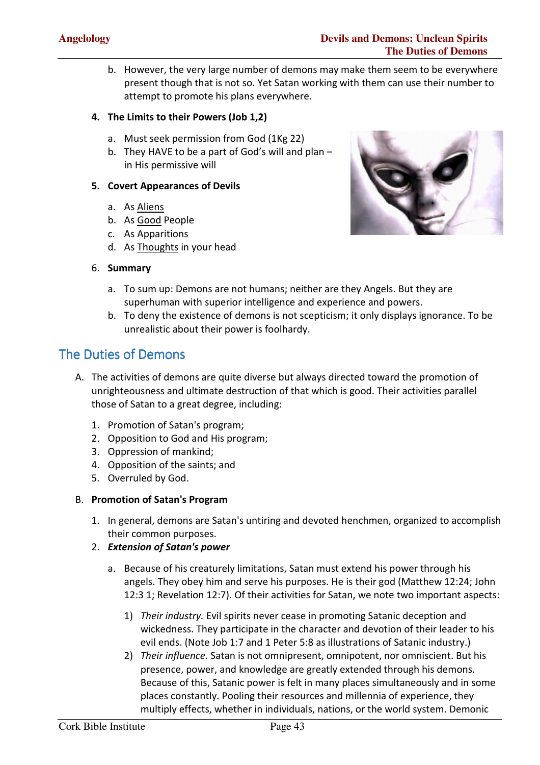b. However, the very large number of demons may make them seem to be everywhere present though that is not so. Yet Satan working with them can use their number to attempt to promote his plans everywhere.

**4. The Limits to their Powers (Job 1,2)**

a. Must seek permission from God (1Kg 22)
b. They HAVE to be a part of God's will and plan – in His permissive will

**5. Covert Appearances of Devils**

a. As Aliens
b. As Good People
c. As Apparitions
d. As Thoughts in your head

6. **Summary**

a. To sum up: Demons are not humans; neither are they Angels. But they are superhuman with superior intelligence and experience and powers.
b. To deny the existence of demons is not scepticism; it only displays ignorance. To be unrealistic about their power is foolhardy.

## The Duties of Demons

A. The activities of demons are quite diverse but always directed toward the promotion of unrighteousness and ultimate destruction of that which is good. Their activities parallel those of Satan to a great degree, including:

1. Promotion of Satan's program;
2. Opposition to God and His program;
3. Oppression of mankind;
4. Opposition of the saints; and
5. Overruled by God.

B. **Promotion of Satan's Program**

1. In general, demons are Satan's untiring and devoted henchmen, organized to accomplish their common purposes.
2. ***Extension of Satan's power***

a. Because of his creaturely limitations, Satan must extend his power through his angels. They obey him and serve his purposes. He is their god (Matthew 12:24; John 12:3 1; Revelation 12:7). Of their activities for Satan, we note two important aspects:

1) *Their industry.* Evil spirits never cease in promoting Satanic deception and wickedness. They participate in the character and devotion of their leader to his evil ends. (Note Job 1:7 and 1 Peter 5:8 as illustrations of Satanic industry.)
2) *Their influence.* Satan is not omnipresent, omnipotent, nor omniscient. But his presence, power, and knowledge are greatly extended through his demons. Because of this, Satanic power is felt in many places simultaneously and in some places constantly. Pooling their resources and millennia of experience, they multiply effects, whether in individuals, nations, or the world system. Demonic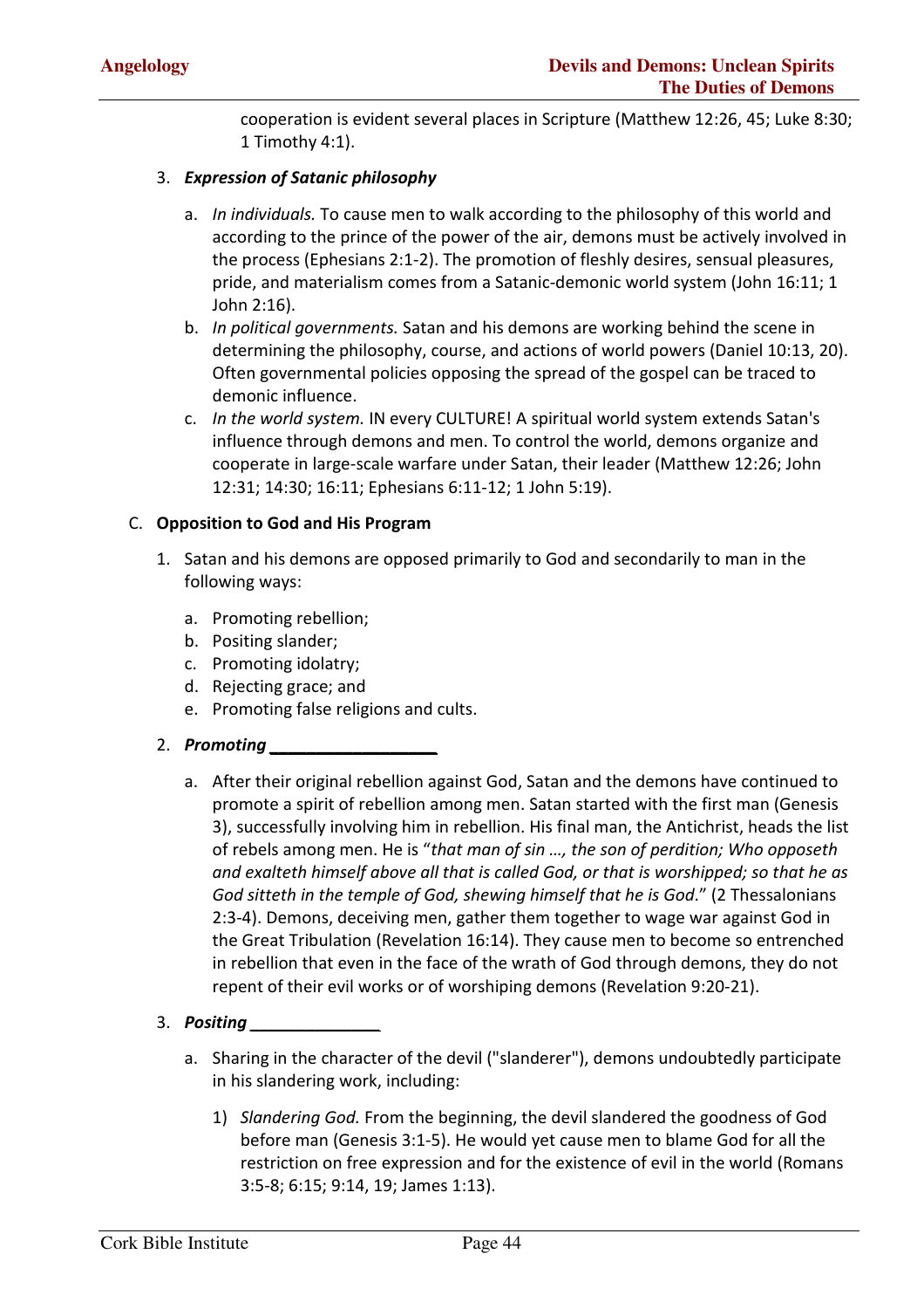cooperation is evident several places in Scripture (Matthew 12:26, 45; Luke 8:30; 1 Timothy 4:1).

3. ***Expression of Satanic philosophy***

   a. *In individuals.* To cause men to walk according to the philosophy of this world and according to the prince of the power of the air, demons must be actively involved in the process (Ephesians 2:1-2). The promotion of fleshly desires, sensual pleasures, pride, and materialism comes from a Satanic-demonic world system (John 16:11; 1 John 2:16).
   b. *In political governments.* Satan and his demons are working behind the scene in determining the philosophy, course, and actions of world powers (Daniel 10:13, 20). Often governmental policies opposing the spread of the gospel can be traced to demonic influence.
   c. *In the world system.* IN every CULTURE! A spiritual world system extends Satan's influence through demons and men. To control the world, demons organize and cooperate in large-scale warfare under Satan, their leader (Matthew 12:26; John 12:31; 14:30; 16:11; Ephesians 6:11-12; 1 John 5:19).

C. **Opposition to God and His Program**

1. Satan and his demons are opposed primarily to God and secondarily to man in the following ways:

   a. Promoting rebellion;
   b. Positing slander;
   c. Promoting idolatry;
   d. Rejecting grace; and
   e. Promoting false religions and cults.

2. ***Promoting __________________***

   a. After their original rebellion against God, Satan and the demons have continued to promote a spirit of rebellion among men. Satan started with the first man (Genesis 3), successfully involving him in rebellion. His final man, the Antichrist, heads the list of rebels among men. He is "*that man of sin …, the son of perdition; Who opposeth and exalteth himself above all that is called God, or that is worshipped; so that he as God sitteth in the temple of God, shewing himself that he is God*." (2 Thessalonians 2:3-4). Demons, deceiving men, gather them together to wage war against God in the Great Tribulation (Revelation 16:14). They cause men to become so entrenched in rebellion that even in the face of the wrath of God through demons, they do not repent of their evil works or of worshiping demons (Revelation 9:20-21).

3. ***Positing ______________***

   a. Sharing in the character of the devil ("slanderer"), demons undoubtedly participate in his slandering work, including:

      1) *Slandering God.* From the beginning, the devil slandered the goodness of God before man (Genesis 3:1-5). He would yet cause men to blame God for all the restriction on free expression and for the existence of evil in the world (Romans 3:5-8; 6:15; 9:14, 19; James 1:13).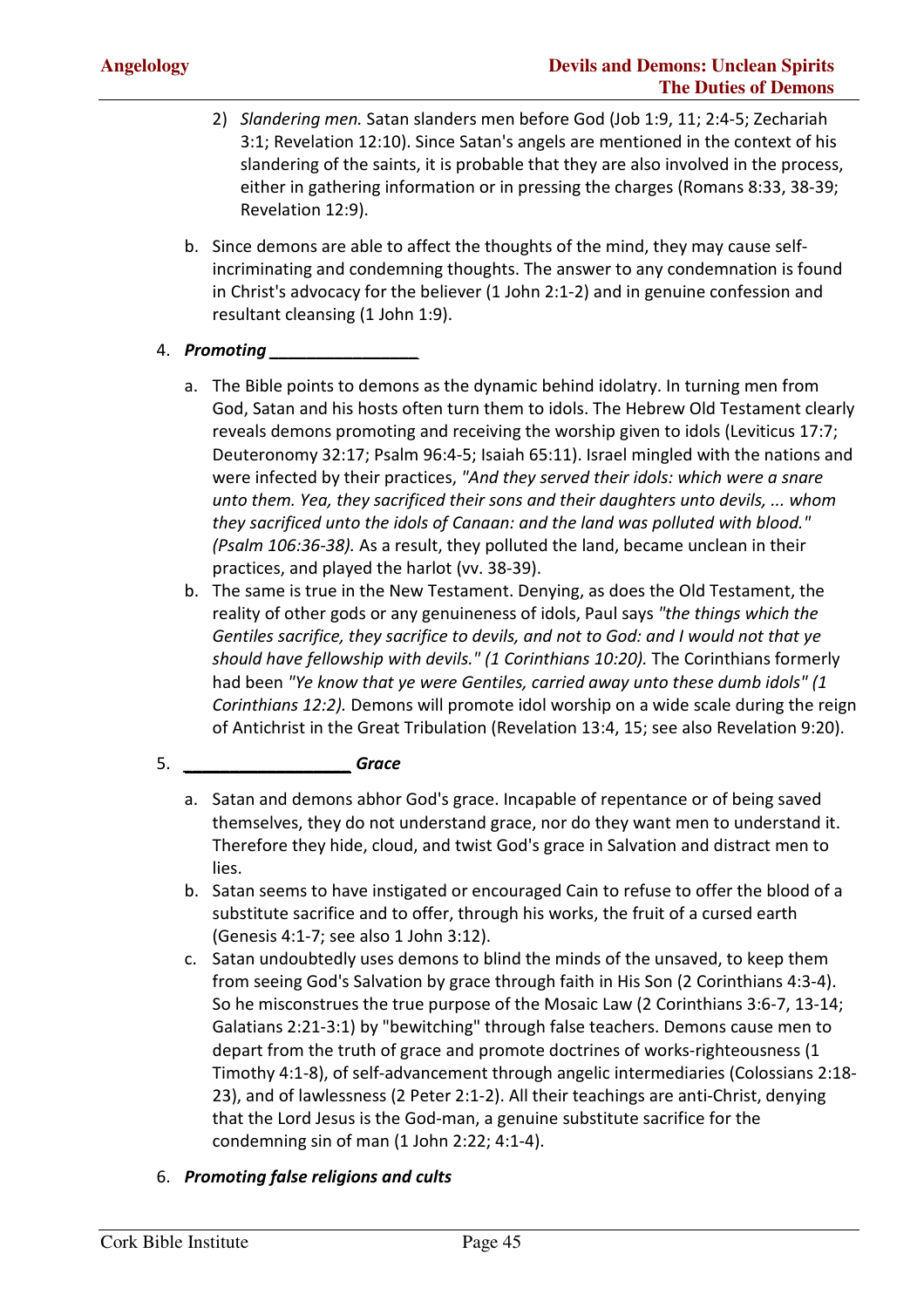2) *Slandering men.* Satan slanders men before God (Job 1:9, 11; 2:4-5; Zechariah 3:1; Revelation 12:10). Since Satan's angels are mentioned in the context of his slandering of the saints, it is probable that they are also involved in the process, either in gathering information or in pressing the charges (Romans 8:33, 38-39; Revelation 12:9).

b. Since demons are able to affect the thoughts of the mind, they may cause self-incriminating and condemning thoughts. The answer to any condemnation is found in Christ's advocacy for the believer (1 John 2:1-2) and in genuine confession and resultant cleansing (1 John 1:9).

4. ***Promoting ________________***

a. The Bible points to demons as the dynamic behind idolatry. In turning men from God, Satan and his hosts often turn them to idols. The Hebrew Old Testament clearly reveals demons promoting and receiving the worship given to idols (Leviticus 17:7; Deuteronomy 32:17; Psalm 96:4-5; Isaiah 65:11). Israel mingled with the nations and were infected by their practices, *"And they served their idols: which were a snare unto them. Yea, they sacrificed their sons and their daughters unto devils, ... whom they sacrificed unto the idols of Canaan: and the land was polluted with blood." (Psalm 106:36-38).* As a result, they polluted the land, became unclean in their practices, and played the harlot (vv. 38-39).

b. The same is true in the New Testament. Denying, as does the Old Testament, the reality of other gods or any genuineness of idols, Paul says *"the things which the Gentiles sacrifice, they sacrifice to devils, and not to God: and I would not that ye should have fellowship with devils." (1 Corinthians 10:20).* The Corinthians formerly had been *"Ye know that ye were Gentiles, carried away unto these dumb idols" (1 Corinthians 12:2).* Demons will promote idol worship on a wide scale during the reign of Antichrist in the Great Tribulation (Revelation 13:4, 15; see also Revelation 9:20).

5. ***_________________ Grace***

a. Satan and demons abhor God's grace. Incapable of repentance or of being saved themselves, they do not understand grace, nor do they want men to understand it. Therefore they hide, cloud, and twist God's grace in Salvation and distract men to lies.

b. Satan seems to have instigated or encouraged Cain to refuse to offer the blood of a substitute sacrifice and to offer, through his works, the fruit of a cursed earth (Genesis 4:1-7; see also 1 John 3:12).

c. Satan undoubtedly uses demons to blind the minds of the unsaved, to keep them from seeing God's Salvation by grace through faith in His Son (2 Corinthians 4:3-4). So he misconstrues the true purpose of the Mosaic Law (2 Corinthians 3:6-7, 13-14; Galatians 2:21-3:1) by "bewitching" through false teachers. Demons cause men to depart from the truth of grace and promote doctrines of works-righteousness (1 Timothy 4:1-8), of self-advancement through angelic intermediaries (Colossians 2:18-23), and of lawlessness (2 Peter 2:1-2). All their teachings are anti-Christ, denying that the Lord Jesus is the God-man, a genuine substitute sacrifice for the condemning sin of man (1 John 2:22; 4:1-4).

6. ***Promoting false religions and cults***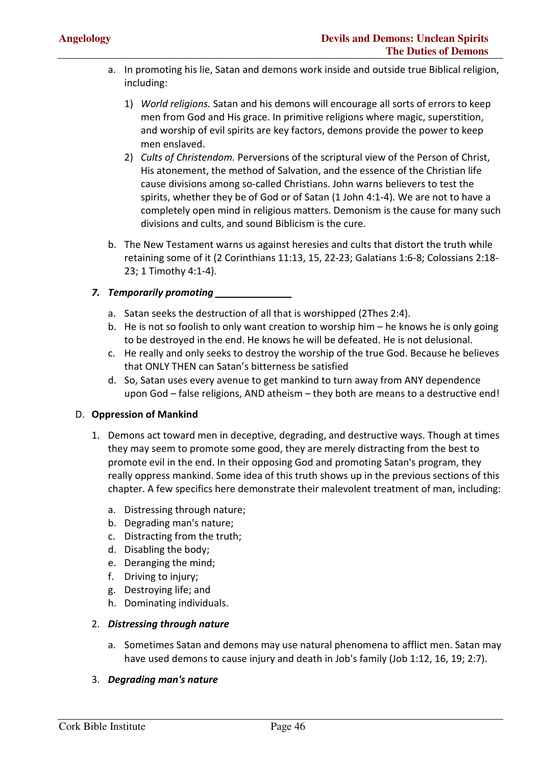a. In promoting his lie, Satan and demons work inside and outside true Biblical religion, including:

   1) *World religions.* Satan and his demons will encourage all sorts of errors to keep men from God and His grace. In primitive religions where magic, superstition, and worship of evil spirits are key factors, demons provide the power to keep men enslaved.
   2) *Cults of Christendom.* Perversions of the scriptural view of the Person of Christ, His atonement, the method of Salvation, and the essence of the Christian life cause divisions among so-called Christians. John warns believers to test the spirits, whether they be of God or of Satan (1 John 4:1-4). We are not to have a completely open mind in religious matters. Demonism is the cause for many such divisions and cults, and sound Biblicism is the cure.

b. The New Testament warns us against heresies and cults that distort the truth while retaining some of it (2 Corinthians 11:13, 15, 22-23; Galatians 1:6-8; Colossians 2:18-23; 1 Timothy 4:1-4).

**7. *Temporarily promoting ______________***

a. Satan seeks the destruction of all that is worshipped (2Thes 2:4).
b. He is not so foolish to only want creation to worship him – he knows he is only going to be destroyed in the end. He knows he will be defeated. He is not delusional.
c. He really and only seeks to destroy the worship of the true God. Because he believes that ONLY THEN can Satan's bitterness be satisfied
d. So, Satan uses every avenue to get mankind to turn away from ANY dependence upon God – false religions, AND atheism – they both are means to a destructive end!

D. **Oppression of Mankind**

1. Demons act toward men in deceptive, degrading, and destructive ways. Though at times they may seem to promote some good, they are merely distracting from the best to promote evil in the end. In their opposing God and promoting Satan's program, they really oppress mankind. Some idea of this truth shows up in the previous sections of this chapter. A few specifics here demonstrate their malevolent treatment of man, including:

   a. Distressing through nature;
   b. Degrading man's nature;
   c. Distracting from the truth;
   d. Disabling the body;
   e. Deranging the mind;
   f. Driving to injury;
   g. Destroying life; and
   h. Dominating individuals.

2. ***Distressing through nature***

   a. Sometimes Satan and demons may use natural phenomena to afflict men. Satan may have used demons to cause injury and death in Job's family (Job 1:12, 16, 19; 2:7).

3. ***Degrading man's nature***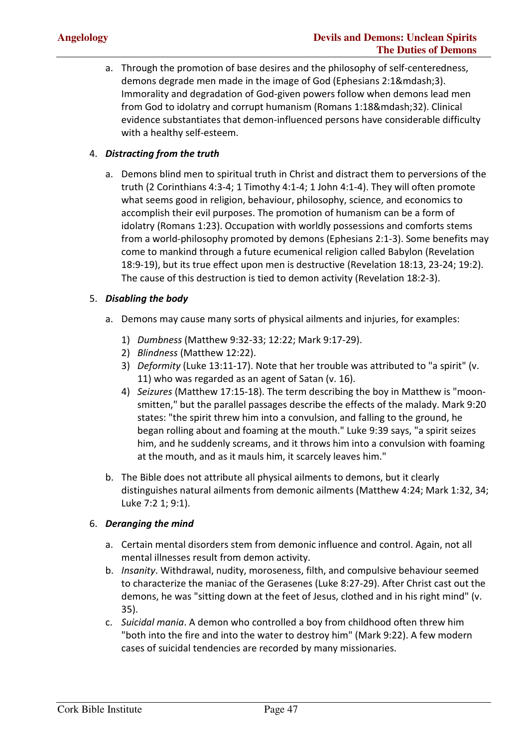a. Through the promotion of base desires and the philosophy of self-centeredness, demons degrade men made in the image of God (Ephesians 2:1&mdash;3). Immorality and degradation of God-given powers follow when demons lead men from God to idolatry and corrupt humanism (Romans 1:18&mdash;32). Clinical evidence substantiates that demon-influenced persons have considerable difficulty with a healthy self-esteem.

4. ***Distracting from the truth***

   a. Demons blind men to spiritual truth in Christ and distract them to perversions of the truth (2 Corinthians 4:3-4; 1 Timothy 4:1-4; 1 John 4:1-4). They will often promote what seems good in religion, behaviour, philosophy, science, and economics to accomplish their evil purposes. The promotion of humanism can be a form of idolatry (Romans 1:23). Occupation with worldly possessions and comforts stems from a world-philosophy promoted by demons (Ephesians 2:1-3). Some benefits may come to mankind through a future ecumenical religion called Babylon (Revelation 18:9-19), but its true effect upon men is destructive (Revelation 18:13, 23-24; 19:2). The cause of this destruction is tied to demon activity (Revelation 18:2-3).

5. ***Disabling the body***

   a. Demons may cause many sorts of physical ailments and injuries, for examples:
      1) *Dumbness* (Matthew 9:32-33; 12:22; Mark 9:17-29).
      2) *Blindness* (Matthew 12:22).
      3) *Deformity* (Luke 13:11-17). Note that her trouble was attributed to "a spirit" (v. 11) who was regarded as an agent of Satan (v. 16).
      4) *Seizures* (Matthew 17:15-18). The term describing the boy in Matthew is "moon-smitten," but the parallel passages describe the effects of the malady. Mark 9:20 states: "the spirit threw him into a convulsion, and falling to the ground, he began rolling about and foaming at the mouth." Luke 9:39 says, "a spirit seizes him, and he suddenly screams, and it throws him into a convulsion with foaming at the mouth, and as it mauls him, it scarcely leaves him."

   b. The Bible does not attribute all physical ailments to demons, but it clearly distinguishes natural ailments from demonic ailments (Matthew 4:24; Mark 1:32, 34; Luke 7:2 1; 9:1).

6. ***Deranging the mind***

   a. Certain mental disorders stem from demonic influence and control. Again, not all mental illnesses result from demon activity.
   b. *Insanity*. Withdrawal, nudity, moroseness, filth, and compulsive behaviour seemed to characterize the maniac of the Gerasenes (Luke 8:27-29). After Christ cast out the demons, he was "sitting down at the feet of Jesus, clothed and in his right mind" (v. 35).
   c. *Suicidal mania*. A demon who controlled a boy from childhood often threw him "both into the fire and into the water to destroy him" (Mark 9:22). A few modern cases of suicidal tendencies are recorded by many missionaries.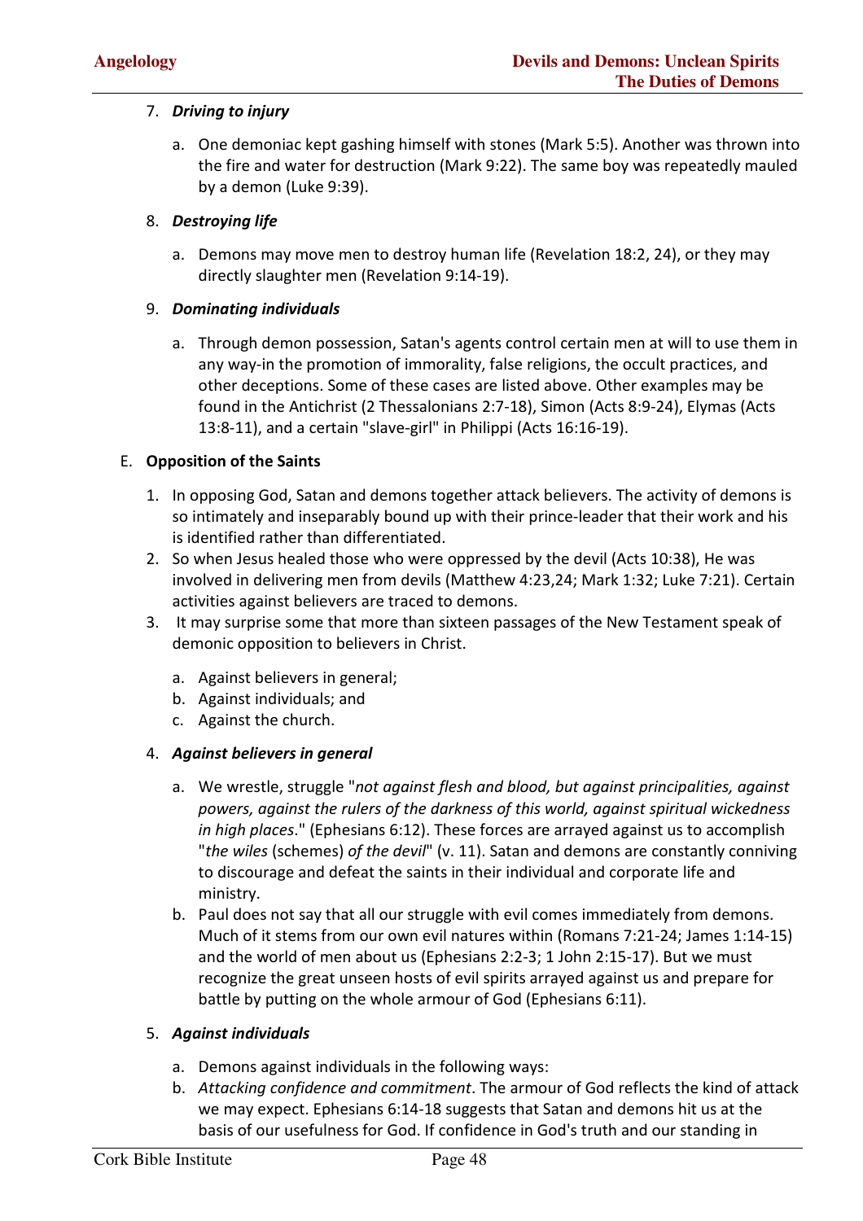7. ***Driving to injury***

    a. One demoniac kept gashing himself with stones (Mark 5:5). Another was thrown into the fire and water for destruction (Mark 9:22). The same boy was repeatedly mauled by a demon (Luke 9:39).

8. ***Destroying life***

    a. Demons may move men to destroy human life (Revelation 18:2, 24), or they may directly slaughter men (Revelation 9:14-19).

9. ***Dominating individuals***

    a. Through demon possession, Satan's agents control certain men at will to use them in any way-in the promotion of immorality, false religions, the occult practices, and other deceptions. Some of these cases are listed above. Other examples may be found in the Antichrist (2 Thessalonians 2:7-18), Simon (Acts 8:9-24), Elymas (Acts 13:8-11), and a certain "slave-girl" in Philippi (Acts 16:16-19).

E. **Opposition of the Saints**

1. In opposing God, Satan and demons together attack believers. The activity of demons is so intimately and inseparably bound up with their prince-leader that their work and his is identified rather than differentiated.
2. So when Jesus healed those who were oppressed by the devil (Acts 10:38), He was involved in delivering men from devils (Matthew 4:23,24; Mark 1:32; Luke 7:21). Certain activities against believers are traced to demons.
3. It may surprise some that more than sixteen passages of the New Testament speak of demonic opposition to believers in Christ.

    a. Against believers in general;
    b. Against individuals; and
    c. Against the church.

4. ***Against believers in general***

    a. We wrestle, struggle "*not against flesh and blood, but against principalities, against powers, against the rulers of the darkness of this world, against spiritual wickedness in high places*." (Ephesians 6:12). These forces are arrayed against us to accomplish "*the wiles* (schemes) *of the devil*" (v. 11). Satan and demons are constantly conniving to discourage and defeat the saints in their individual and corporate life and ministry.
    b. Paul does not say that all our struggle with evil comes immediately from demons. Much of it stems from our own evil natures within (Romans 7:21-24; James 1:14-15) and the world of men about us (Ephesians 2:2-3; 1 John 2:15-17). But we must recognize the great unseen hosts of evil spirits arrayed against us and prepare for battle by putting on the whole armour of God (Ephesians 6:11).

5. ***Against individuals***

    a. Demons against individuals in the following ways:
    b. *Attacking confidence and commitment*. The armour of God reflects the kind of attack we may expect. Ephesians 6:14-18 suggests that Satan and demons hit us at the basis of our usefulness for God. If confidence in God's truth and our standing in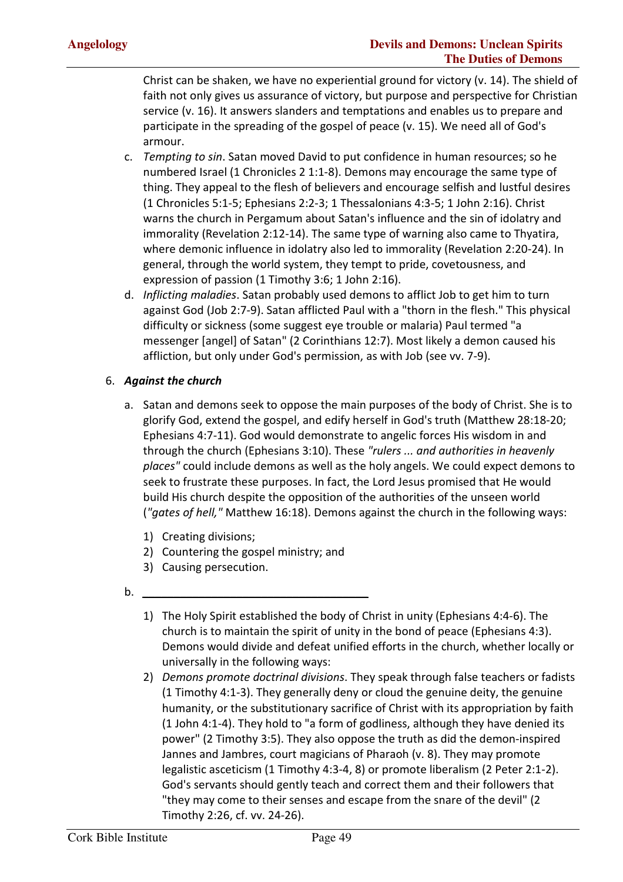Christ can be shaken, we have no experiential ground for victory (v. 14). The shield of faith not only gives us assurance of victory, but purpose and perspective for Christian service (v. 16). It answers slanders and temptations and enables us to prepare and participate in the spreading of the gospel of peace (v. 15). We need all of God's armour.

c. *Tempting to sin*. Satan moved David to put confidence in human resources; so he numbered Israel (1 Chronicles 2 1:1-8). Demons may encourage the same type of thing. They appeal to the flesh of believers and encourage selfish and lustful desires (1 Chronicles 5:1-5; Ephesians 2:2-3; 1 Thessalonians 4:3-5; 1 John 2:16). Christ warns the church in Pergamum about Satan's influence and the sin of idolatry and immorality (Revelation 2:12-14). The same type of warning also came to Thyatira, where demonic influence in idolatry also led to immorality (Revelation 2:20-24). In general, through the world system, they tempt to pride, covetousness, and expression of passion (1 Timothy 3:6; 1 John 2:16).

d. *Inflicting maladies*. Satan probably used demons to afflict Job to get him to turn against God (Job 2:7-9). Satan afflicted Paul with a "thorn in the flesh." This physical difficulty or sickness (some suggest eye trouble or malaria) Paul termed "a messenger [angel] of Satan" (2 Corinthians 12:7). Most likely a demon caused his affliction, but only under God's permission, as with Job (see vv. 7-9).

6. ***Against the church***

   a. Satan and demons seek to oppose the main purposes of the body of Christ. She is to glorify God, extend the gospel, and edify herself in God's truth (Matthew 28:18-20; Ephesians 4:7-11). God would demonstrate to angelic forces His wisdom in and through the church (Ephesians 3:10). These *"rulers ... and authorities in heavenly places"* could include demons as well as the holy angels. We could expect demons to seek to frustrate these purposes. In fact, the Lord Jesus promised that He would build His church despite the opposition of the authorities of the unseen world (*"gates of hell,"* Matthew 16:18). Demons against the church in the following ways:

      1) Creating divisions;
      2) Countering the gospel ministry; and
      3) Causing persecution.

   b. ______________________________

      1) The Holy Spirit established the body of Christ in unity (Ephesians 4:4-6). The church is to maintain the spirit of unity in the bond of peace (Ephesians 4:3). Demons would divide and defeat unified efforts in the church, whether locally or universally in the following ways:
      2) *Demons promote doctrinal divisions*. They speak through false teachers or fadists (1 Timothy 4:1-3). They generally deny or cloud the genuine deity, the genuine humanity, or the substitutionary sacrifice of Christ with its appropriation by faith (1 John 4:1-4). They hold to "a form of godliness, although they have denied its power" (2 Timothy 3:5). They also oppose the truth as did the demon-inspired Jannes and Jambres, court magicians of Pharaoh (v. 8). They may promote legalistic asceticism (1 Timothy 4:3-4, 8) or promote liberalism (2 Peter 2:1-2). God's servants should gently teach and correct them and their followers that "they may come to their senses and escape from the snare of the devil" (2 Timothy 2:26, cf. vv. 24-26).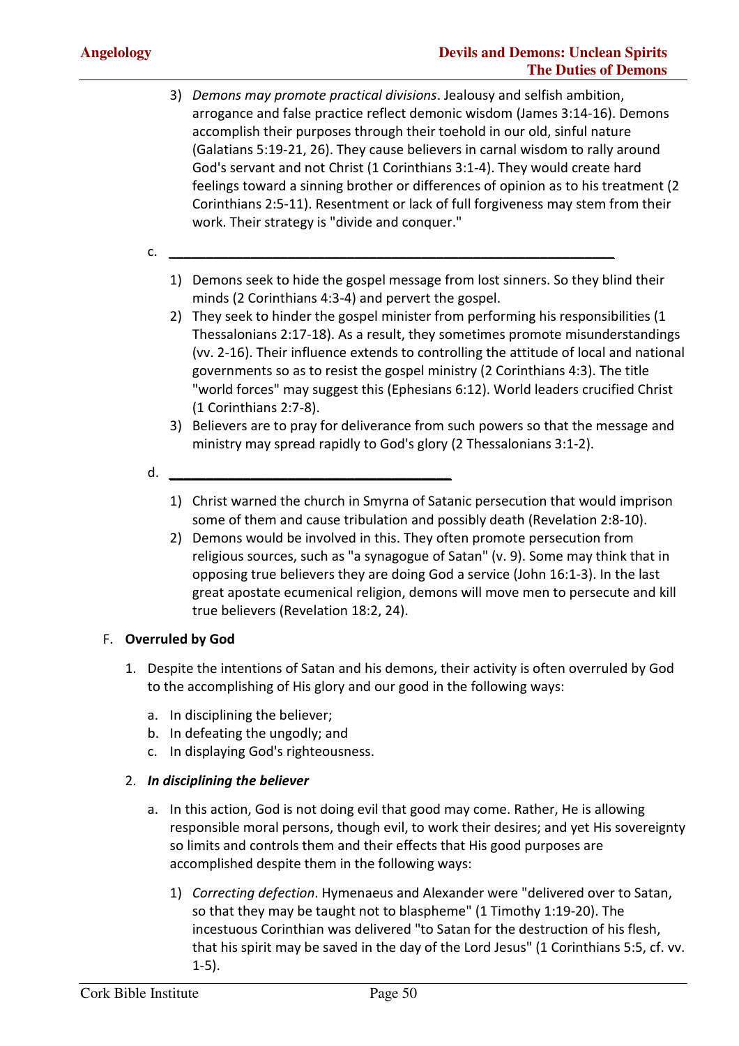3) *Demons may promote practical divisions*. Jealousy and selfish ambition, arrogance and false practice reflect demonic wisdom (James 3:14-16). Demons accomplish their purposes through their toehold in our old, sinful nature (Galatians 5:19-21, 26). They cause believers in carnal wisdom to rally around God's servant and not Christ (1 Corinthians 3:1-4). They would create hard feelings toward a sinning brother or differences of opinion as to his treatment (2 Corinthians 2:5-11). Resentment or lack of full forgiveness may stem from their work. Their strategy is "divide and conquer."

c. ______________________________________________

1) Demons seek to hide the gospel message from lost sinners. So they blind their minds (2 Corinthians 4:3-4) and pervert the gospel.
2) They seek to hinder the gospel minister from performing his responsibilities (1 Thessalonians 2:17-18). As a result, they sometimes promote misunderstandings (vv. 2-16). Their influence extends to controlling the attitude of local and national governments so as to resist the gospel ministry (2 Corinthians 4:3). The title "world forces" may suggest this (Ephesians 6:12). World leaders crucified Christ (1 Corinthians 2:7-8).
3) Believers are to pray for deliverance from such powers so that the message and ministry may spread rapidly to God's glory (2 Thessalonians 3:1-2).

d. ______________________________

1) Christ warned the church in Smyrna of Satanic persecution that would imprison some of them and cause tribulation and possibly death (Revelation 2:8-10).
2) Demons would be involved in this. They often promote persecution from religious sources, such as "a synagogue of Satan" (v. 9). Some may think that in opposing true believers they are doing God a service (John 16:1-3). In the last great apostate ecumenical religion, demons will move men to persecute and kill true believers (Revelation 18:2, 24).

F. **Overruled by God**

1. Despite the intentions of Satan and his demons, their activity is often overruled by God to the accomplishing of His glory and our good in the following ways:

   a. In disciplining the believer;
   b. In defeating the ungodly; and
   c. In displaying God's righteousness.

2. ***In disciplining the believer***

   a. In this action, God is not doing evil that good may come. Rather, He is allowing responsible moral persons, though evil, to work their desires; and yet His sovereignty so limits and controls them and their effects that His good purposes are accomplished despite them in the following ways:

      1) *Correcting defection*. Hymenaeus and Alexander were "delivered over to Satan, so that they may be taught not to blaspheme" (1 Timothy 1:19-20). The incestuous Corinthian was delivered "to Satan for the destruction of his flesh, that his spirit may be saved in the day of the Lord Jesus" (1 Corinthians 5:5, cf. vv. 1-5).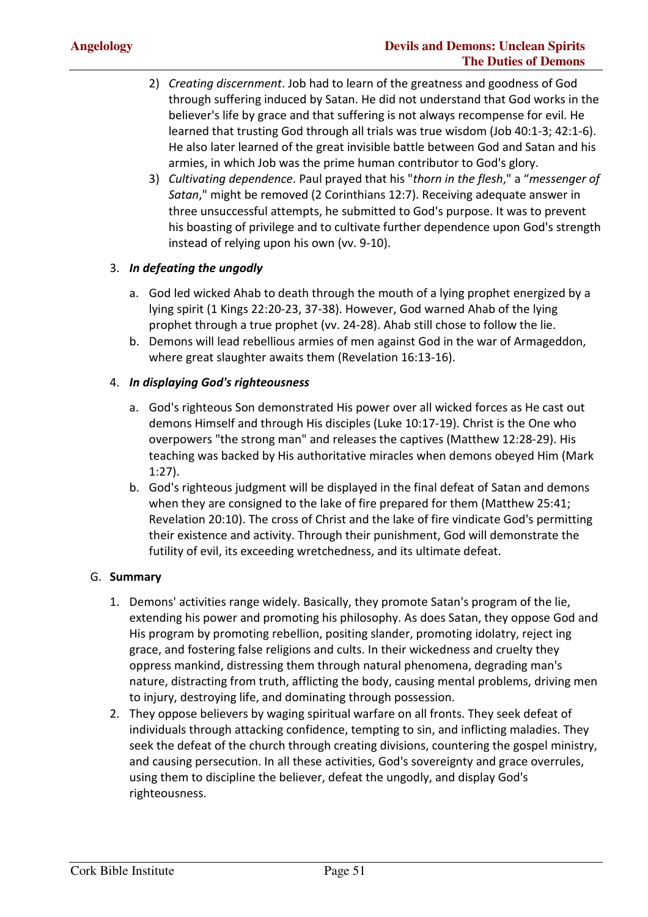2) *Creating discernment*. Job had to learn of the greatness and goodness of God through suffering induced by Satan. He did not understand that God works in the believer's life by grace and that suffering is not always recompense for evil. He learned that trusting God through all trials was true wisdom (Job 40:1-3; 42:1-6). He also later learned of the great invisible battle between God and Satan and his armies, in which Job was the prime human contributor to God's glory.

3) *Cultivating dependence*. Paul prayed that his "*thorn in the flesh*," a "*messenger of Satan*," might be removed (2 Corinthians 12:7). Receiving adequate answer in three unsuccessful attempts, he submitted to God's purpose. It was to prevent his boasting of privilege and to cultivate further dependence upon God's strength instead of relying upon his own (vv. 9-10).

3. ***In defeating the ungodly***

   a. God led wicked Ahab to death through the mouth of a lying prophet energized by a lying spirit (1 Kings 22:20-23, 37-38). However, God warned Ahab of the lying prophet through a true prophet (vv. 24-28). Ahab still chose to follow the lie.

   b. Demons will lead rebellious armies of men against God in the war of Armageddon, where great slaughter awaits them (Revelation 16:13-16).

4. ***In displaying God's righteousness***

   a. God's righteous Son demonstrated His power over all wicked forces as He cast out demons Himself and through His disciples (Luke 10:17-19). Christ is the One who overpowers "the strong man" and releases the captives (Matthew 12:28-29). His teaching was backed by His authoritative miracles when demons obeyed Him (Mark 1:27).

   b. God's righteous judgment will be displayed in the final defeat of Satan and demons when they are consigned to the lake of fire prepared for them (Matthew 25:41; Revelation 20:10). The cross of Christ and the lake of fire vindicate God's permitting their existence and activity. Through their punishment, God will demonstrate the futility of evil, its exceeding wretchedness, and its ultimate defeat.

G. **Summary**

1. Demons' activities range widely. Basically, they promote Satan's program of the lie, extending his power and promoting his philosophy. As does Satan, they oppose God and His program by promoting rebellion, positing slander, promoting idolatry, reject ing grace, and fostering false religions and cults. In their wickedness and cruelty they oppress mankind, distressing them through natural phenomena, degrading man's nature, distracting from truth, afflicting the body, causing mental problems, driving men to injury, destroying life, and dominating through possession.

2. They oppose believers by waging spiritual warfare on all fronts. They seek defeat of individuals through attacking confidence, tempting to sin, and inflicting maladies. They seek the defeat of the church through creating divisions, countering the gospel ministry, and causing persecution. In all these activities, God's sovereignty and grace overrules, using them to discipline the believer, defeat the ungodly, and display God's righteousness.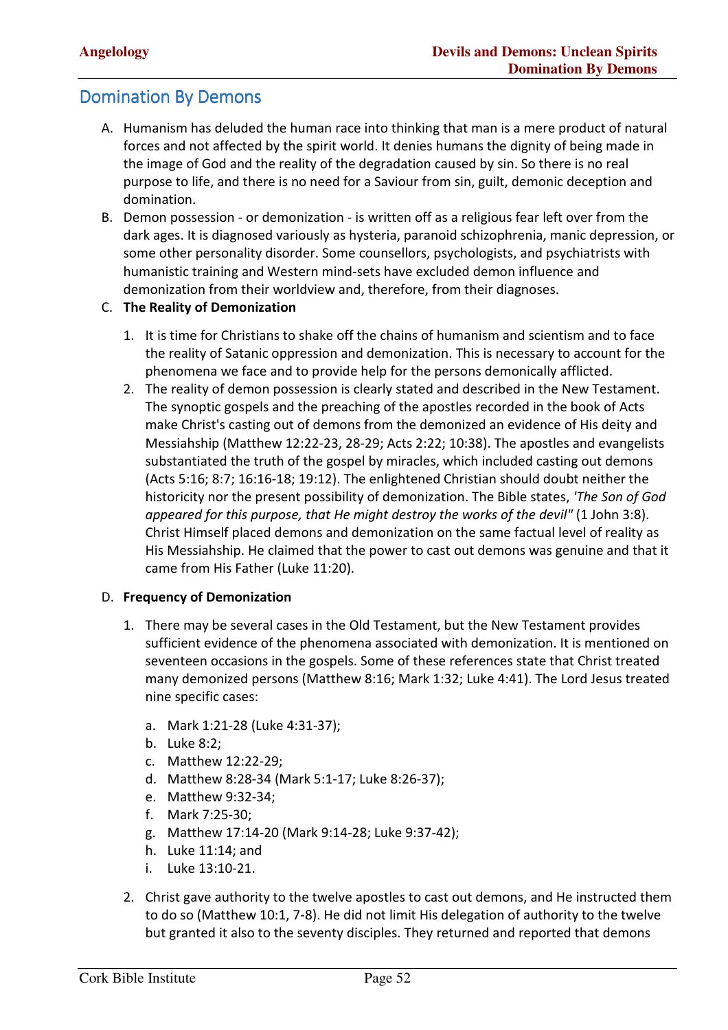## Domination By Demons

A. Humanism has deluded the human race into thinking that man is a mere product of natural forces and not affected by the spirit world. It denies humans the dignity of being made in the image of God and the reality of the degradation caused by sin. So there is no real purpose to life, and there is no need for a Saviour from sin, guilt, demonic deception and domination.

B. Demon possession - or demonization - is written off as a religious fear left over from the dark ages. It is diagnosed variously as hysteria, paranoid schizophrenia, manic depression, or some other personality disorder. Some counsellors, psychologists, and psychiatrists with humanistic training and Western mind-sets have excluded demon influence and demonization from their worldview and, therefore, from their diagnoses.

C. **The Reality of Demonization**

   1. It is time for Christians to shake off the chains of humanism and scientism and to face the reality of Satanic oppression and demonization. This is necessary to account for the phenomena we face and to provide help for the persons demonically afflicted.
   2. The reality of demon possession is clearly stated and described in the New Testament. The synoptic gospels and the preaching of the apostles recorded in the book of Acts make Christ's casting out of demons from the demonized an evidence of His deity and Messiahship (Matthew 12:22-23, 28-29; Acts 2:22; 10:38). The apostles and evangelists substantiated the truth of the gospel by miracles, which included casting out demons (Acts 5:16; 8:7; 16:16-18; 19:12). The enlightened Christian should doubt neither the historicity nor the present possibility of demonization. The Bible states, *'The Son of God appeared for this purpose, that He might destroy the works of the devil"* (1 John 3:8). Christ Himself placed demons and demonization on the same factual level of reality as His Messiahship. He claimed that the power to cast out demons was genuine and that it came from His Father (Luke 11:20).

D. **Frequency of Demonization**

   1. There may be several cases in the Old Testament, but the New Testament provides sufficient evidence of the phenomena associated with demonization. It is mentioned on seventeen occasions in the gospels. Some of these references state that Christ treated many demonized persons (Matthew 8:16; Mark 1:32; Luke 4:41). The Lord Jesus treated nine specific cases:

      a. Mark 1:21-28 (Luke 4:31-37);
      b. Luke 8:2;
      c. Matthew 12:22-29;
      d. Matthew 8:28-34 (Mark 5:1-17; Luke 8:26-37);
      e. Matthew 9:32-34;
      f. Mark 7:25-30;
      g. Matthew 17:14-20 (Mark 9:14-28; Luke 9:37-42);
      h. Luke 11:14; and
      i. Luke 13:10-21.

   2. Christ gave authority to the twelve apostles to cast out demons, and He instructed them to do so (Matthew 10:1, 7-8). He did not limit His delegation of authority to the twelve but granted it also to the seventy disciples. They returned and reported that demons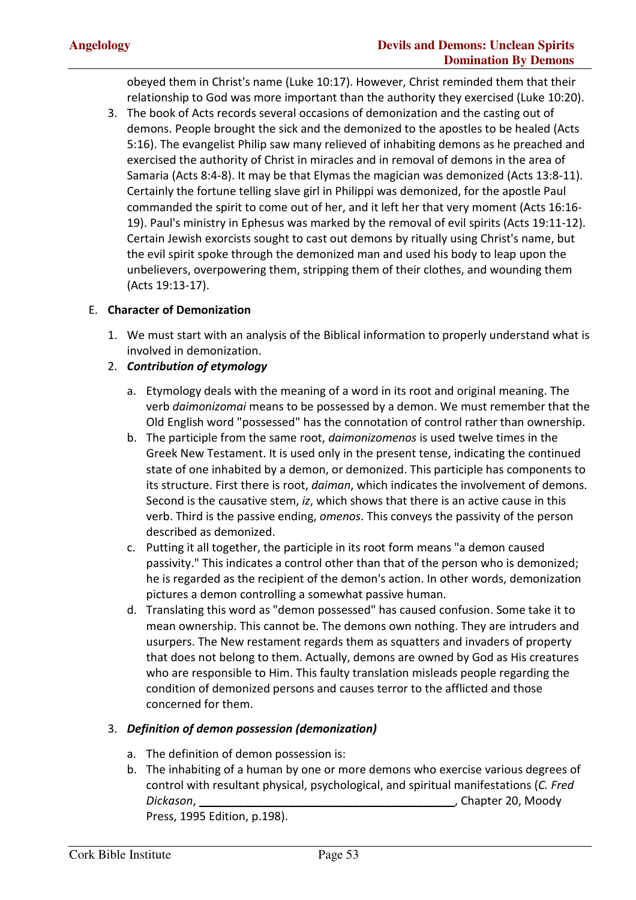obeyed them in Christ's name (Luke 10:17). However, Christ reminded them that their relationship to God was more important than the authority they exercised (Luke 10:20).

3. The book of Acts records several occasions of demonization and the casting out of demons. People brought the sick and the demonized to the apostles to be healed (Acts 5:16). The evangelist Philip saw many relieved of inhabiting demons as he preached and exercised the authority of Christ in miracles and in removal of demons in the area of Samaria (Acts 8:4-8). It may be that Elymas the magician was demonized (Acts 13:8-11). Certainly the fortune telling slave girl in Philippi was demonized, for the apostle Paul commanded the spirit to come out of her, and it left her that very moment (Acts 16:16-19). Paul's ministry in Ephesus was marked by the removal of evil spirits (Acts 19:11-12). Certain Jewish exorcists sought to cast out demons by ritually using Christ's name, but the evil spirit spoke through the demonized man and used his body to leap upon the unbelievers, overpowering them, stripping them of their clothes, and wounding them (Acts 19:13-17).

E. **Character of Demonization**

1. We must start with an analysis of the Biblical information to properly understand what is involved in demonization.
2. ***Contribution of etymology***
   a. Etymology deals with the meaning of a word in its root and original meaning. The verb *daimonizomai* means to be possessed by a demon. We must remember that the Old English word "possessed" has the connotation of control rather than ownership.
   b. The participle from the same root, *daimonizomenos* is used twelve times in the Greek New Testament. It is used only in the present tense, indicating the continued state of one inhabited by a demon, or demonized. This participle has components to its structure. First there is root, *daiman*, which indicates the involvement of demons. Second is the causative stem, *iz*, which shows that there is an active cause in this verb. Third is the passive ending, *omenos*. This conveys the passivity of the person described as demonized.
   c. Putting it all together, the participle in its root form means "a demon caused passivity." This indicates a control other than that of the person who is demonized; he is regarded as the recipient of the demon's action. In other words, demonization pictures a demon controlling a somewhat passive human.
   d. Translating this word as "demon possessed" has caused confusion. Some take it to mean ownership. This cannot be. The demons own nothing. They are intruders and usurpers. The New restament regards them as squatters and invaders of property that does not belong to them. Actually, demons are owned by God as His creatures who are responsible to Him. This faulty translation misleads people regarding the condition of demonized persons and causes terror to the afflicted and those concerned for them.
3. ***Definition of demon possession (demonization)***
   a. The definition of demon possession is:
   b. The inhabiting of a human by one or more demons who exercise various degrees of control with resultant physical, psychological, and spiritual manifestations (*C. Fred Dickason*, ________________________________________, Chapter 20, Moody Press, 1995 Edition, p.198).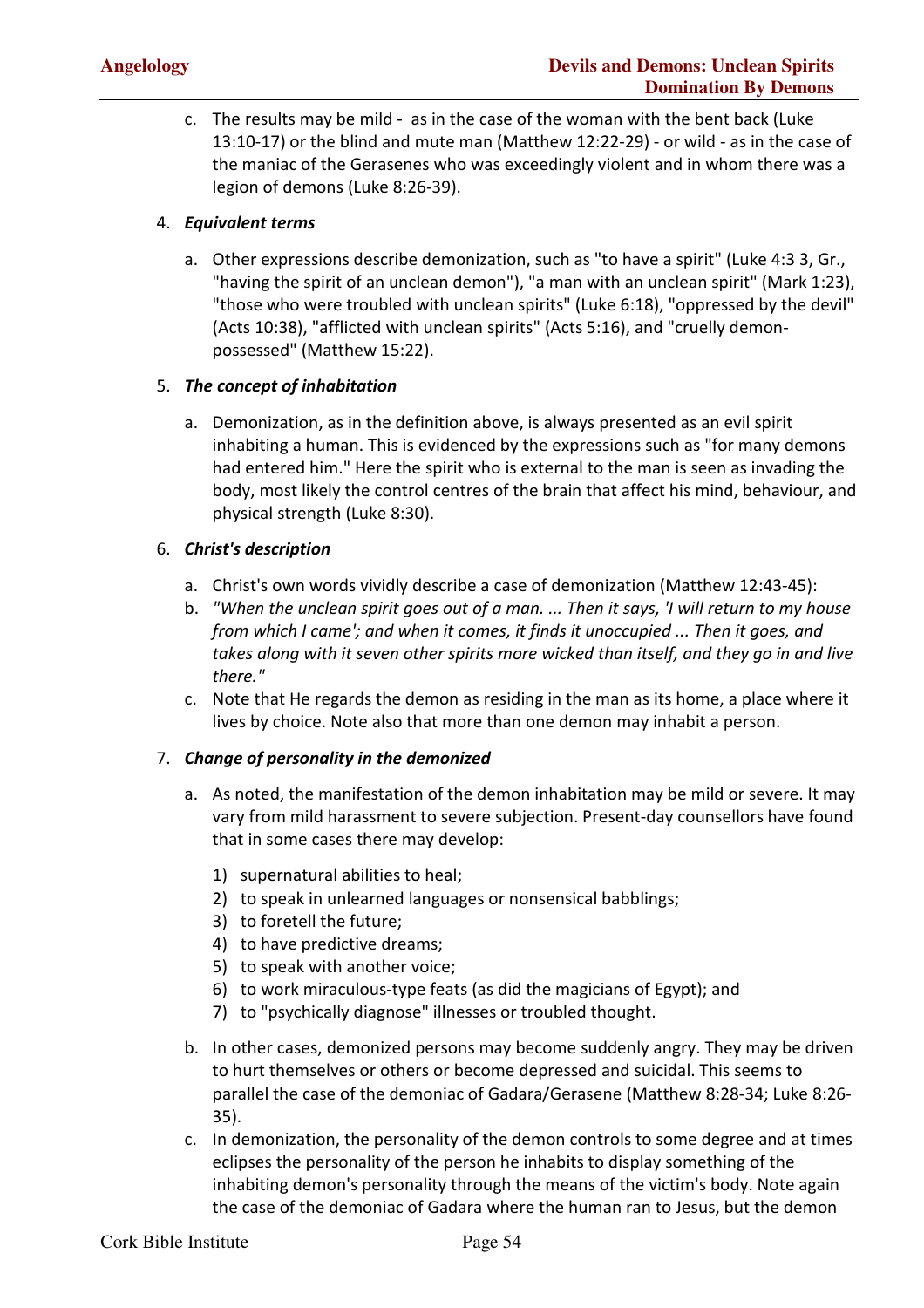c. The results may be mild - as in the case of the woman with the bent back (Luke 13:10-17) or the blind and mute man (Matthew 12:22-29) - or wild - as in the case of the maniac of the Gerasenes who was exceedingly violent and in whom there was a legion of demons (Luke 8:26-39).

4. ***Equivalent terms***

   a. Other expressions describe demonization, such as "to have a spirit" (Luke 4:3 3, Gr., "having the spirit of an unclean demon"), "a man with an unclean spirit" (Mark 1:23), "those who were troubled with unclean spirits" (Luke 6:18), "oppressed by the devil" (Acts 10:38), "afflicted with unclean spirits" (Acts 5:16), and "cruelly demon-possessed" (Matthew 15:22).

5. ***The concept of inhabitation***

   a. Demonization, as in the definition above, is always presented as an evil spirit inhabiting a human. This is evidenced by the expressions such as "for many demons had entered him." Here the spirit who is external to the man is seen as invading the body, most likely the control centres of the brain that affect his mind, behaviour, and physical strength (Luke 8:30).

6. ***Christ's description***

   a. Christ's own words vividly describe a case of demonization (Matthew 12:43-45):
   b. *"When the unclean spirit goes out of a man. ... Then it says, 'I will return to my house from which I came'; and when it comes, it finds it unoccupied ... Then it goes, and takes along with it seven other spirits more wicked than itself, and they go in and live there."*
   c. Note that He regards the demon as residing in the man as its home, a place where it lives by choice. Note also that more than one demon may inhabit a person.

7. ***Change of personality in the demonized***

   a. As noted, the manifestation of the demon inhabitation may be mild or severe. It may vary from mild harassment to severe subjection. Present-day counsellors have found that in some cases there may develop:

      1) supernatural abilities to heal;
      2) to speak in unlearned languages or nonsensical babblings;
      3) to foretell the future;
      4) to have predictive dreams;
      5) to speak with another voice;
      6) to work miraculous-type feats (as did the magicians of Egypt); and
      7) to "psychically diagnose" illnesses or troubled thought.

   b. In other cases, demonized persons may become suddenly angry. They may be driven to hurt themselves or others or become depressed and suicidal. This seems to parallel the case of the demoniac of Gadara/Gerasene (Matthew 8:28-34; Luke 8:26-35).
   c. In demonization, the personality of the demon controls to some degree and at times eclipses the personality of the person he inhabits to display something of the inhabiting demon's personality through the means of the victim's body. Note again the case of the demoniac of Gadara where the human ran to Jesus, but the demon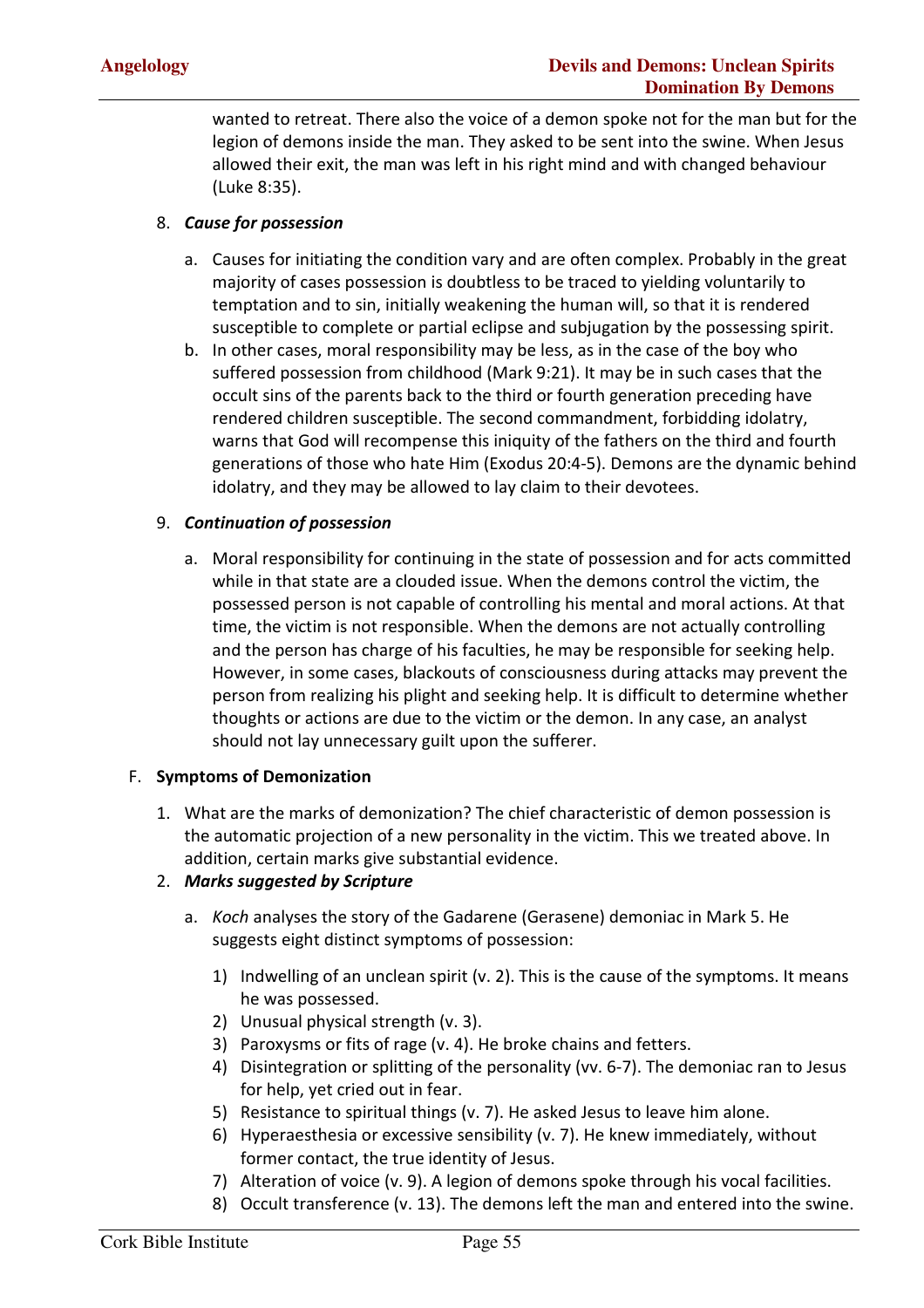wanted to retreat. There also the voice of a demon spoke not for the man but for the legion of demons inside the man. They asked to be sent into the swine. When Jesus allowed their exit, the man was left in his right mind and with changed behaviour (Luke 8:35).

8. ***Cause for possession***

   a. Causes for initiating the condition vary and are often complex. Probably in the great majority of cases possession is doubtless to be traced to yielding voluntarily to temptation and to sin, initially weakening the human will, so that it is rendered susceptible to complete or partial eclipse and subjugation by the possessing spirit.

   b. In other cases, moral responsibility may be less, as in the case of the boy who suffered possession from childhood (Mark 9:21). It may be in such cases that the occult sins of the parents back to the third or fourth generation preceding have rendered children susceptible. The second commandment, forbidding idolatry, warns that God will recompense this iniquity of the fathers on the third and fourth generations of those who hate Him (Exodus 20:4-5). Demons are the dynamic behind idolatry, and they may be allowed to lay claim to their devotees.

9. ***Continuation of possession***

   a. Moral responsibility for continuing in the state of possession and for acts committed while in that state are a clouded issue. When the demons control the victim, the possessed person is not capable of controlling his mental and moral actions. At that time, the victim is not responsible. When the demons are not actually controlling and the person has charge of his faculties, he may be responsible for seeking help. However, in some cases, blackouts of consciousness during attacks may prevent the person from realizing his plight and seeking help. It is difficult to determine whether thoughts or actions are due to the victim or the demon. In any case, an analyst should not lay unnecessary guilt upon the sufferer.

F. **Symptoms of Demonization**

1. What are the marks of demonization? The chief characteristic of demon possession is the automatic projection of a new personality in the victim. This we treated above. In addition, certain marks give substantial evidence.

2. ***Marks suggested by Scripture***

   a. *Koch* analyses the story of the Gadarene (Gerasene) demoniac in Mark 5. He suggests eight distinct symptoms of possession:

      1) Indwelling of an unclean spirit (v. 2). This is the cause of the symptoms. It means he was possessed.
      2) Unusual physical strength (v. 3).
      3) Paroxysms or fits of rage (v. 4). He broke chains and fetters.
      4) Disintegration or splitting of the personality (vv. 6-7). The demoniac ran to Jesus for help, yet cried out in fear.
      5) Resistance to spiritual things (v. 7). He asked Jesus to leave him alone.
      6) Hyperaesthesia or excessive sensibility (v. 7). He knew immediately, without former contact, the true identity of Jesus.
      7) Alteration of voice (v. 9). A legion of demons spoke through his vocal facilities.
      8) Occult transference (v. 13). The demons left the man and entered into the swine.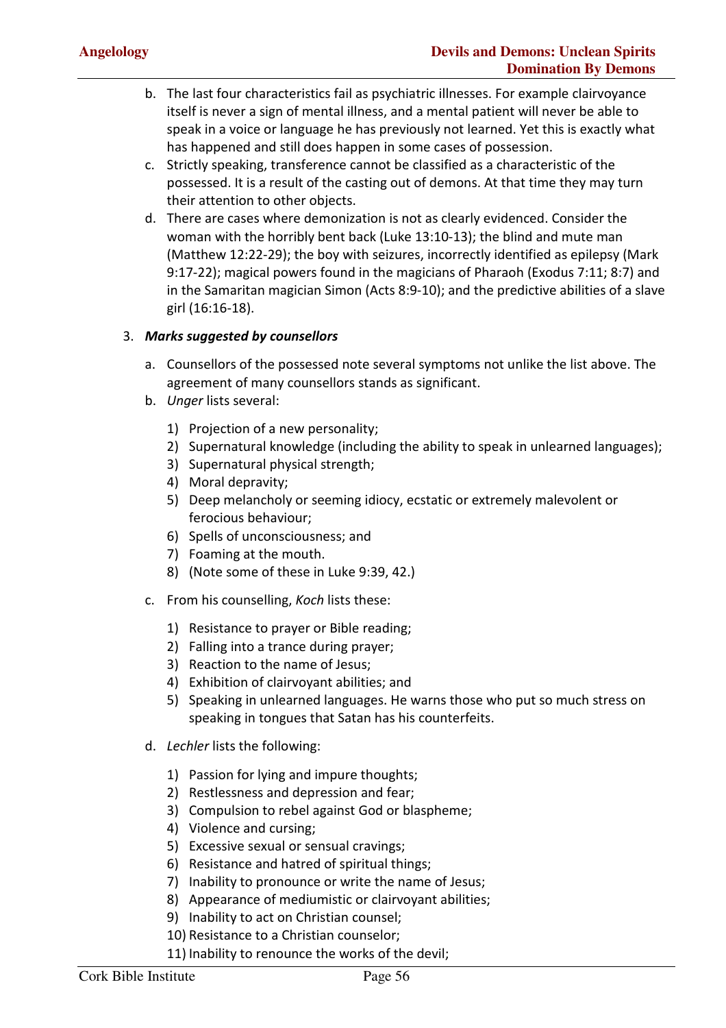b. The last four characteristics fail as psychiatric illnesses. For example clairvoyance itself is never a sign of mental illness, and a mental patient will never be able to speak in a voice or language he has previously not learned. Yet this is exactly what has happened and still does happen in some cases of possession.

c. Strictly speaking, transference cannot be classified as a characteristic of the possessed. It is a result of the casting out of demons. At that time they may turn their attention to other objects.

d. There are cases where demonization is not as clearly evidenced. Consider the woman with the horribly bent back (Luke 13:10-13); the blind and mute man (Matthew 12:22-29); the boy with seizures, incorrectly identified as epilepsy (Mark 9:17-22); magical powers found in the magicians of Pharaoh (Exodus 7:11; 8:7) and in the Samaritan magician Simon (Acts 8:9-10); and the predictive abilities of a slave girl (16:16-18).

3. ***Marks suggested by counsellors***

   a. Counsellors of the possessed note several symptoms not unlike the list above. The agreement of many counsellors stands as significant.

   b. *Unger* lists several:

      1) Projection of a new personality;
      2) Supernatural knowledge (including the ability to speak in unlearned languages);
      3) Supernatural physical strength;
      4) Moral depravity;
      5) Deep melancholy or seeming idiocy, ecstatic or extremely malevolent or ferocious behaviour;
      6) Spells of unconsciousness; and
      7) Foaming at the mouth.
      8) (Note some of these in Luke 9:39, 42.)

   c. From his counselling, *Koch* lists these:

      1) Resistance to prayer or Bible reading;
      2) Falling into a trance during prayer;
      3) Reaction to the name of Jesus;
      4) Exhibition of clairvoyant abilities; and
      5) Speaking in unlearned languages. He warns those who put so much stress on speaking in tongues that Satan has his counterfeits.

   d. *Lechler* lists the following:

      1) Passion for lying and impure thoughts;
      2) Restlessness and depression and fear;
      3) Compulsion to rebel against God or blaspheme;
      4) Violence and cursing;
      5) Excessive sexual or sensual cravings;
      6) Resistance and hatred of spiritual things;
      7) Inability to pronounce or write the name of Jesus;
      8) Appearance of mediumistic or clairvoyant abilities;
      9) Inability to act on Christian counsel;
      10) Resistance to a Christian counselor;
      11) Inability to renounce the works of the devil;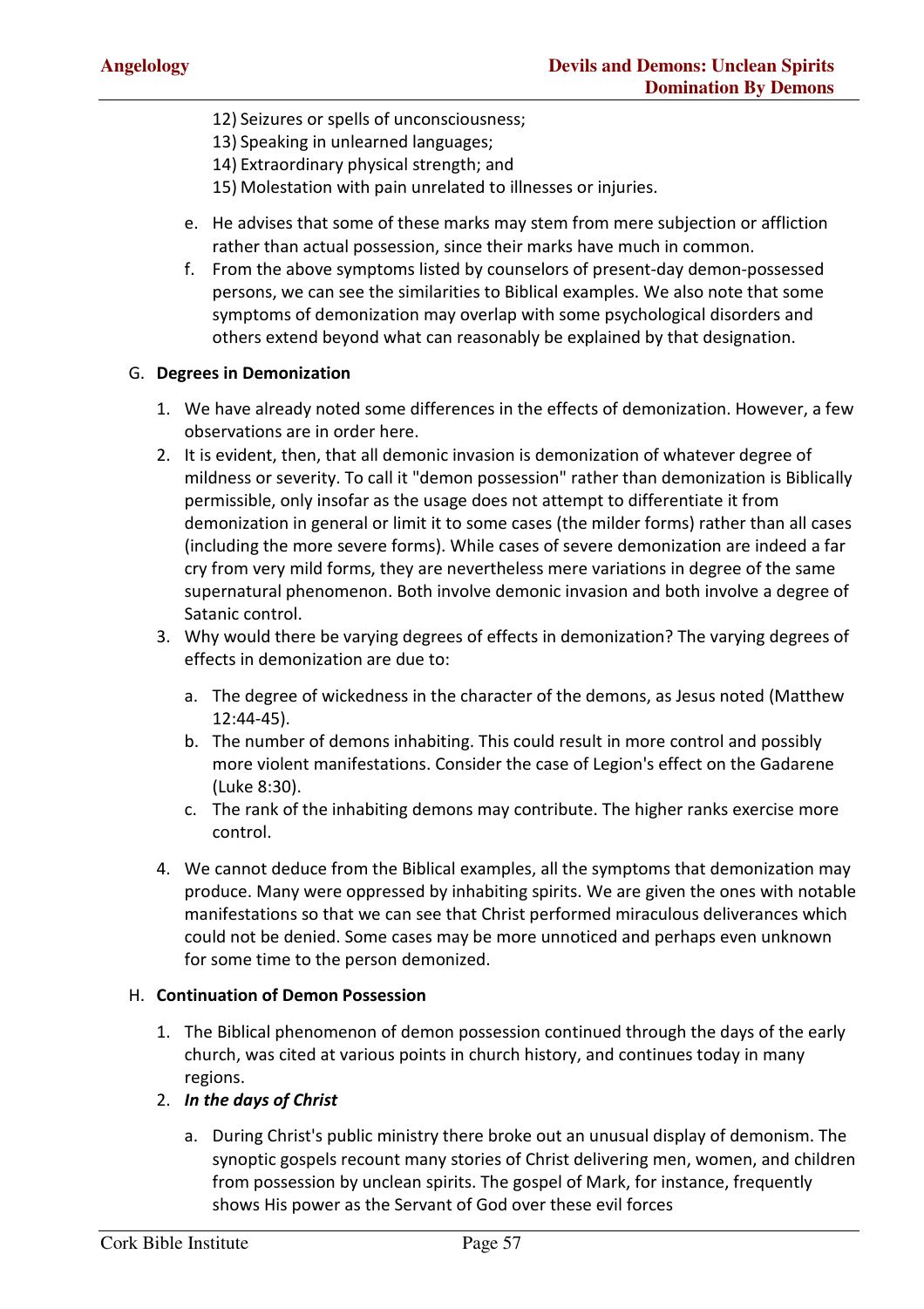12) Seizures or spells of unconsciousness;
13) Speaking in unlearned languages;
14) Extraordinary physical strength; and
15) Molestation with pain unrelated to illnesses or injuries.

e. He advises that some of these marks may stem from mere subjection or affliction rather than actual possession, since their marks have much in common.

f. From the above symptoms listed by counselors of present-day demon-possessed persons, we can see the similarities to Biblical examples. We also note that some symptoms of demonization may overlap with some psychological disorders and others extend beyond what can reasonably be explained by that designation.

G. **Degrees in Demonization**

1. We have already noted some differences in the effects of demonization. However, a few observations are in order here.
2. It is evident, then, that all demonic invasion is demonization of whatever degree of mildness or severity. To call it "demon possession" rather than demonization is Biblically permissible, only insofar as the usage does not attempt to differentiate it from demonization in general or limit it to some cases (the milder forms) rather than all cases (including the more severe forms). While cases of severe demonization are indeed a far cry from very mild forms, they are nevertheless mere variations in degree of the same supernatural phenomenon. Both involve demonic invasion and both involve a degree of Satanic control.
3. Why would there be varying degrees of effects in demonization? The varying degrees of effects in demonization are due to:
   a. The degree of wickedness in the character of the demons, as Jesus noted (Matthew 12:44-45).
   b. The number of demons inhabiting. This could result in more control and possibly more violent manifestations. Consider the case of Legion's effect on the Gadarene (Luke 8:30).
   c. The rank of the inhabiting demons may contribute. The higher ranks exercise more control.
4. We cannot deduce from the Biblical examples, all the symptoms that demonization may produce. Many were oppressed by inhabiting spirits. We are given the ones with notable manifestations so that we can see that Christ performed miraculous deliverances which could not be denied. Some cases may be more unnoticed and perhaps even unknown for some time to the person demonized.

H. **Continuation of Demon Possession**

1. The Biblical phenomenon of demon possession continued through the days of the early church, was cited at various points in church history, and continues today in many regions.
2. ***In the days of Christ***
   a. During Christ's public ministry there broke out an unusual display of demonism. The synoptic gospels recount many stories of Christ delivering men, women, and children from possession by unclean spirits. The gospel of Mark, for instance, frequently shows His power as the Servant of God over these evil forces